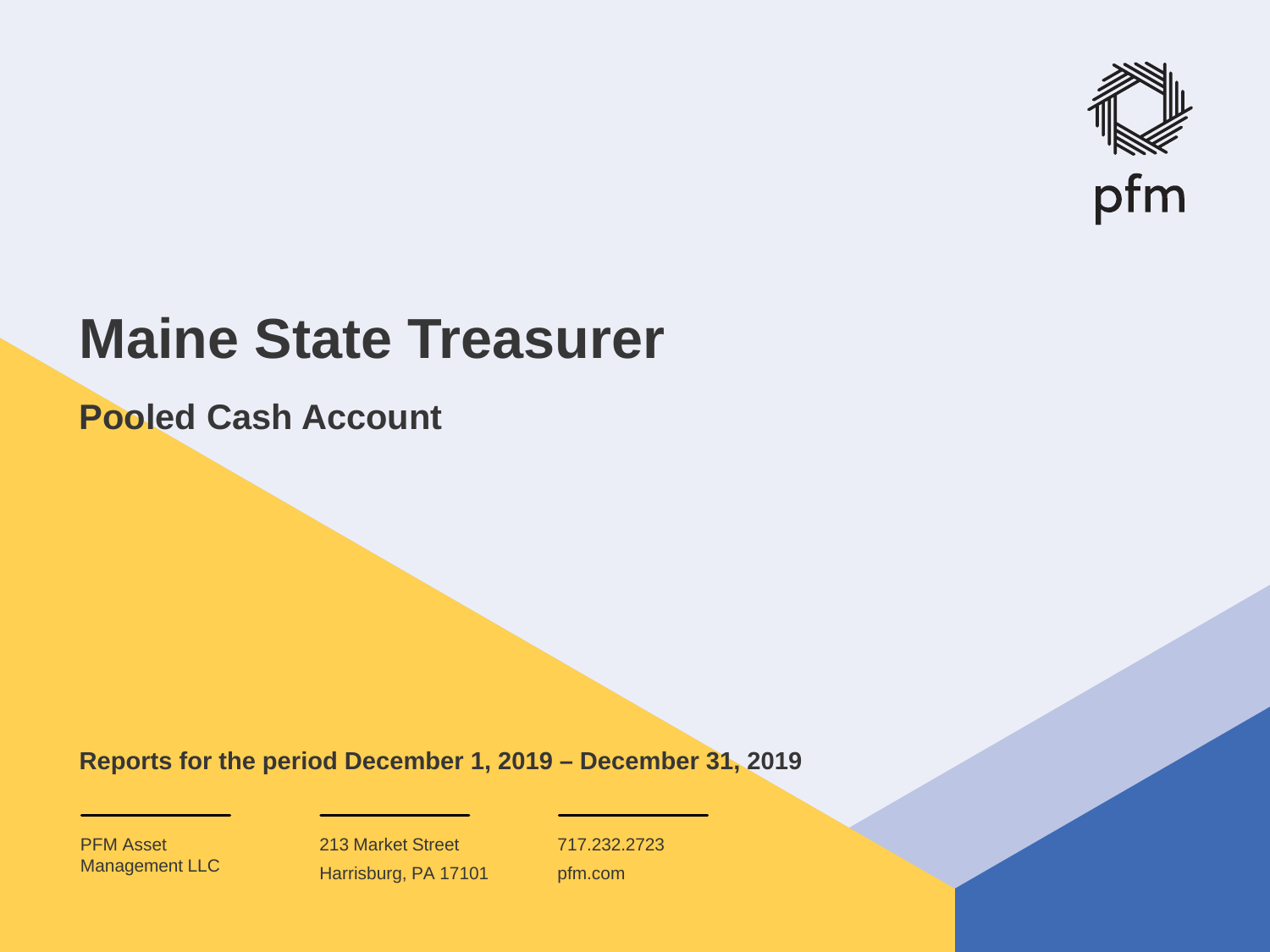pfm

# Maine State Treasurer

## Pooled Cash Account

**Reports for the period December 1, 2019 – December 31, 2019**

PFM Asset Management LLC

213 Market Street
Harrisburg, PA 17101

717.232.2723
pfm.com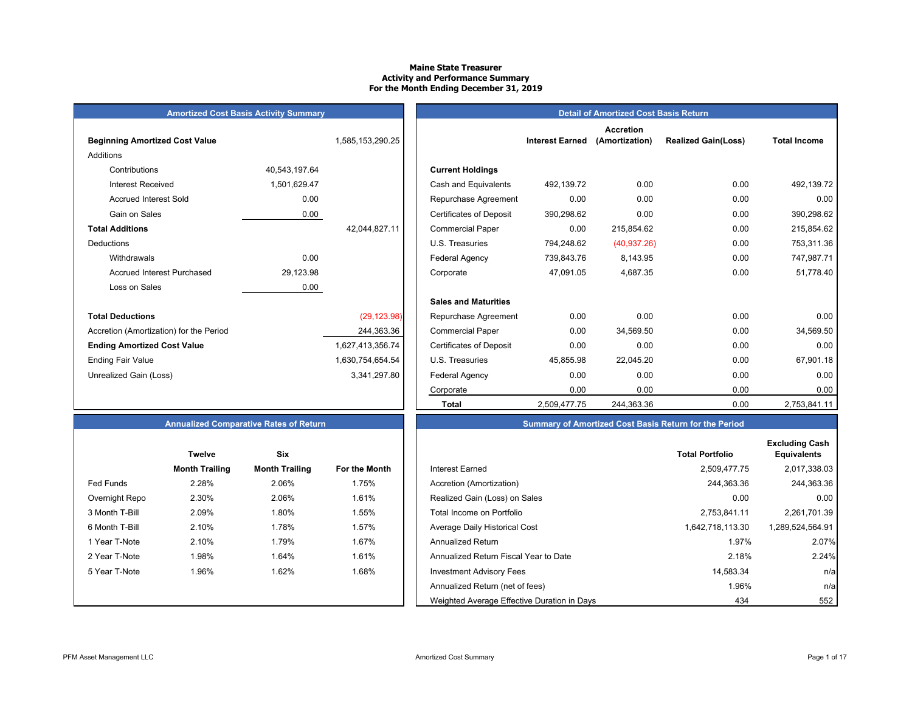# Maine State Treasurer
## Activity and Performance Summary
## For the Month Ending December 31, 2019

### Amortized Cost Basis Activity Summary

| | | |
|---|---|---|
| **Beginning Amortized Cost Value** | | 1,585,153,290.25 |
| Additions | | |
| Contributions | 40,543,197.64 | |
| Interest Received | 1,501,629.47 | |
| Accrued Interest Sold | 0.00 | |
| Gain on Sales | 0.00 | |
| **Total Additions** | | 42,044,827.11 |
| Deductions | | |
| Withdrawals | 0.00 | |
| Accrued Interest Purchased | 29,123.98 | |
| Loss on Sales | 0.00 | |
| **Total Deductions** | | (29,123.98) |
| Accretion (Amortization) for the Period | | 244,363.36 |
| **Ending Amortized Cost Value** | | 1,627,413,356.74 |
| Ending Fair Value | | 1,630,754,654.54 |
| Unrealized Gain (Loss) | | 3,341,297.80 |

### Detail of Amortized Cost Basis Return

| | Interest Earned | Accretion (Amortization) | Realized Gain(Loss) | Total Income |
|---|---|---|---|---|
| **Current Holdings** | | | | |
| Cash and Equivalents | 492,139.72 | 0.00 | 0.00 | 492,139.72 |
| Repurchase Agreement | 0.00 | 0.00 | 0.00 | 0.00 |
| Certificates of Deposit | 390,298.62 | 0.00 | 0.00 | 390,298.62 |
| Commercial Paper | 0.00 | 215,854.62 | 0.00 | 215,854.62 |
| U.S. Treasuries | 794,248.62 | (40,937.26) | 0.00 | 753,311.36 |
| Federal Agency | 739,843.76 | 8,143.95 | 0.00 | 747,987.71 |
| Corporate | 47,091.05 | 4,687.35 | 0.00 | 51,778.40 |
| **Sales and Maturities** | | | | |
| Repurchase Agreement | 0.00 | 0.00 | 0.00 | 0.00 |
| Commercial Paper | 0.00 | 34,569.50 | 0.00 | 34,569.50 |
| Certificates of Deposit | 0.00 | 0.00 | 0.00 | 0.00 |
| U.S. Treasuries | 45,855.98 | 22,045.20 | 0.00 | 67,901.18 |
| Federal Agency | 0.00 | 0.00 | 0.00 | 0.00 |
| Corporate | 0.00 | 0.00 | 0.00 | 0.00 |
| **Total** | 2,509,477.75 | 244,363.36 | 0.00 | 2,753,841.11 |

### Annualized Comparative Rates of Return

| | Twelve Month Trailing | Six Month Trailing | For the Month |
|---|---|---|---|
| Fed Funds | 2.28% | 2.06% | 1.75% |
| Overnight Repo | 2.30% | 2.06% | 1.61% |
| 3 Month T-Bill | 2.09% | 1.80% | 1.55% |
| 6 Month T-Bill | 2.10% | 1.78% | 1.57% |
| 1 Year T-Note | 2.10% | 1.79% | 1.67% |
| 2 Year T-Note | 1.98% | 1.64% | 1.61% |
| 5 Year T-Note | 1.96% | 1.62% | 1.68% |

### Summary of Amortized Cost Basis Return for the Period

| | Total Portfolio | Excluding Cash Equivalents |
|---|---|---|
| Interest Earned | 2,509,477.75 | 2,017,338.03 |
| Accretion (Amortization) | 244,363.36 | 244,363.36 |
| Realized Gain (Loss) on Sales | 0.00 | 0.00 |
| Total Income on Portfolio | 2,753,841.11 | 2,261,701.39 |
| Average Daily Historical Cost | 1,642,718,113.30 | 1,289,524,564.91 |
| Annualized Return | 1.97% | 2.07% |
| Annualized Return Fiscal Year to Date | 2.18% | 2.24% |
| Investment Advisory Fees | 14,583.34 | n/a |
| Annualized Return (net of fees) | 1.96% | n/a |
| Weighted Average Effective Duration in Days | 434 | 552 |

PFM Asset Management LLC — Amortized Cost Summary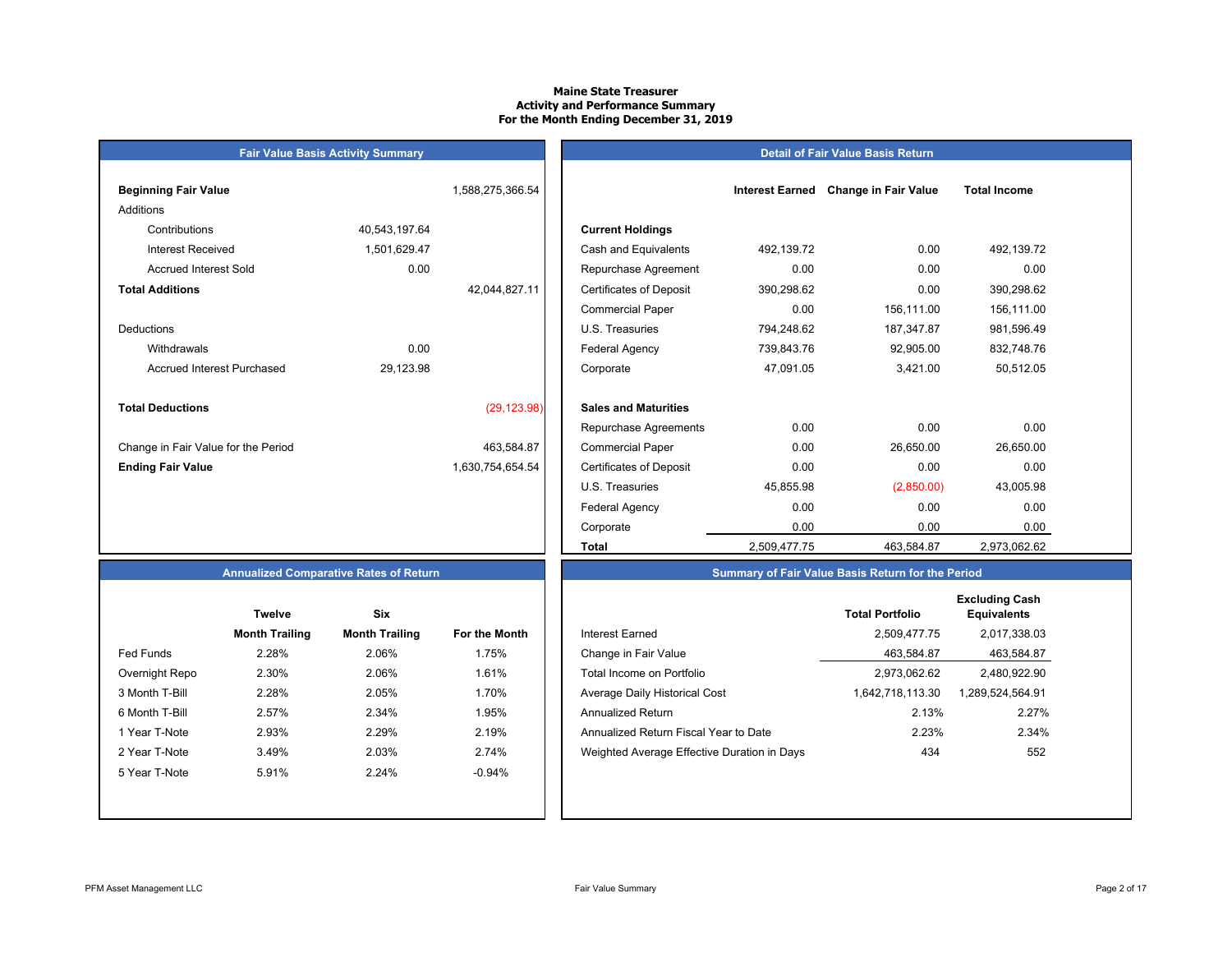# Maine State Treasurer
## Activity and Performance Summary
### For the Month Ending December 31, 2019

## Fair Value Basis Activity Summary

| | | |
|---|---|---|
| **Beginning Fair Value** | | 1,588,275,366.54 |
| Additions | | |
| Contributions | 40,543,197.64 | |
| Interest Received | 1,501,629.47 | |
| Accrued Interest Sold | 0.00 | |
| **Total Additions** | | 42,044,827.11 |
| Deductions | | |
| Withdrawals | 0.00 | |
| Accrued Interest Purchased | 29,123.98 | |
| **Total Deductions** | | (29,123.98) |
| Change in Fair Value for the Period | | 463,584.87 |
| **Ending Fair Value** | | 1,630,754,654.54 |

## Detail of Fair Value Basis Return

| | Interest Earned | Change in Fair Value | Total Income |
|---|---|---|---|
| **Current Holdings** | | | |
| Cash and Equivalents | 492,139.72 | 0.00 | 492,139.72 |
| Repurchase Agreement | 0.00 | 0.00 | 0.00 |
| Certificates of Deposit | 390,298.62 | 0.00 | 390,298.62 |
| Commercial Paper | 0.00 | 156,111.00 | 156,111.00 |
| U.S. Treasuries | 794,248.62 | 187,347.87 | 981,596.49 |
| Federal Agency | 739,843.76 | 92,905.00 | 832,748.76 |
| Corporate | 47,091.05 | 3,421.00 | 50,512.05 |
| **Sales and Maturities** | | | |
| Repurchase Agreements | 0.00 | 0.00 | 0.00 |
| Commercial Paper | 0.00 | 26,650.00 | 26,650.00 |
| Certificates of Deposit | 0.00 | 0.00 | 0.00 |
| U.S. Treasuries | 45,855.98 | (2,850.00) | 43,005.98 |
| Federal Agency | 0.00 | 0.00 | 0.00 |
| Corporate | 0.00 | 0.00 | 0.00 |
| **Total** | 2,509,477.75 | 463,584.87 | 2,973,062.62 |

## Annualized Comparative Rates of Return

| | Twelve Month Trailing | Six Month Trailing | For the Month |
|---|---|---|---|
| Fed Funds | 2.28% | 2.06% | 1.75% |
| Overnight Repo | 2.30% | 2.06% | 1.61% |
| 3 Month T-Bill | 2.28% | 2.05% | 1.70% |
| 6 Month T-Bill | 2.57% | 2.34% | 1.95% |
| 1 Year T-Note | 2.93% | 2.29% | 2.19% |
| 2 Year T-Note | 3.49% | 2.03% | 2.74% |
| 5 Year T-Note | 5.91% | 2.24% | -0.94% |

## Summary of Fair Value Basis Return for the Period

| | Total Portfolio | Excluding Cash Equivalents |
|---|---|---|
| Interest Earned | 2,509,477.75 | 2,017,338.03 |
| Change in Fair Value | 463,584.87 | 463,584.87 |
| Total Income on Portfolio | 2,973,062.62 | 2,480,922.90 |
| Average Daily Historical Cost | 1,642,718,113.30 | 1,289,524,564.91 |
| Annualized Return | 2.13% | 2.27% |
| Annualized Return Fiscal Year to Date | 2.23% | 2.34% |
| Weighted Average Effective Duration in Days | 434 | 552 |

PFM Asset Management LLC — Fair Value Summary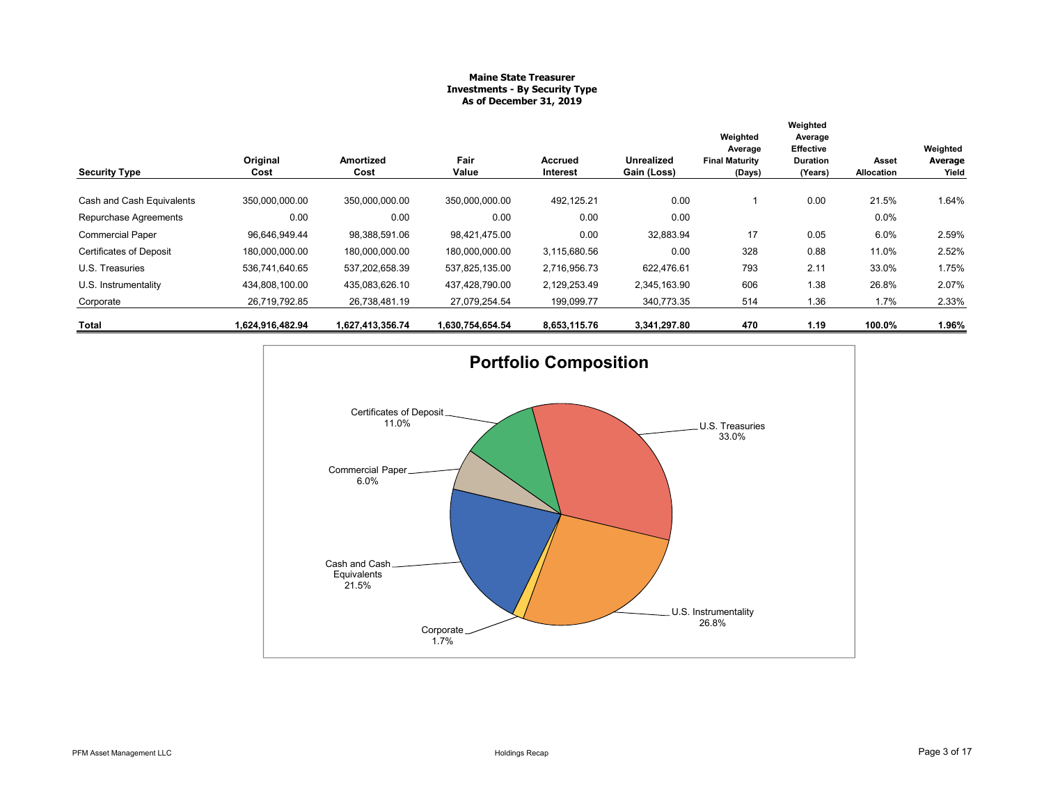**Maine State Treasurer**
**Investments - By Security Type**
**As of December 31, 2019**

| Security Type | Original Cost | Amortized Cost | Fair Value | Accrued Interest | Unrealized Gain (Loss) | Weighted Average Final Maturity (Days) | Weighted Average Effective Duration (Years) | Asset Allocation | Weighted Average Yield |
|---|---|---|---|---|---|---|---|---|---|
| Cash and Cash Equivalents | 350,000,000.00 | 350,000,000.00 | 350,000,000.00 | 492,125.21 | 0.00 | 1 | 0.00 | 21.5% | 1.64% |
| Repurchase Agreements | 0.00 | 0.00 | 0.00 | 0.00 | 0.00 | | | 0.0% | |
| Commercial Paper | 96,646,949.44 | 98,388,591.06 | 98,421,475.00 | 0.00 | 32,883.94 | 17 | 0.05 | 6.0% | 2.59% |
| Certificates of Deposit | 180,000,000.00 | 180,000,000.00 | 180,000,000.00 | 3,115,680.56 | 0.00 | 328 | 0.88 | 11.0% | 2.52% |
| U.S. Treasuries | 536,741,640.65 | 537,202,658.39 | 537,825,135.00 | 2,716,956.73 | 622,476.61 | 793 | 2.11 | 33.0% | 1.75% |
| U.S. Instrumentality | 434,808,100.00 | 435,083,626.10 | 437,428,790.00 | 2,129,253.49 | 2,345,163.90 | 606 | 1.38 | 26.8% | 2.07% |
| Corporate | 26,719,792.85 | 26,738,481.19 | 27,079,254.54 | 199,099.77 | 340,773.35 | 514 | 1.36 | 1.7% | 2.33% |
| **Total** | **1,624,916,482.94** | **1,627,413,356.74** | **1,630,754,654.54** | **8,653,115.76** | **3,341,297.80** | **470** | **1.19** | **100.0%** | **1.96%** |

**Portfolio Composition**

- U.S. Treasuries 33.0%
- U.S. Instrumentality 26.8%
- Cash and Cash Equivalents 21.5%
- Certificates of Deposit 11.0%
- Commercial Paper 6.0%
- Corporate 1.7%

PFM Asset Management LLC

Holdings Recap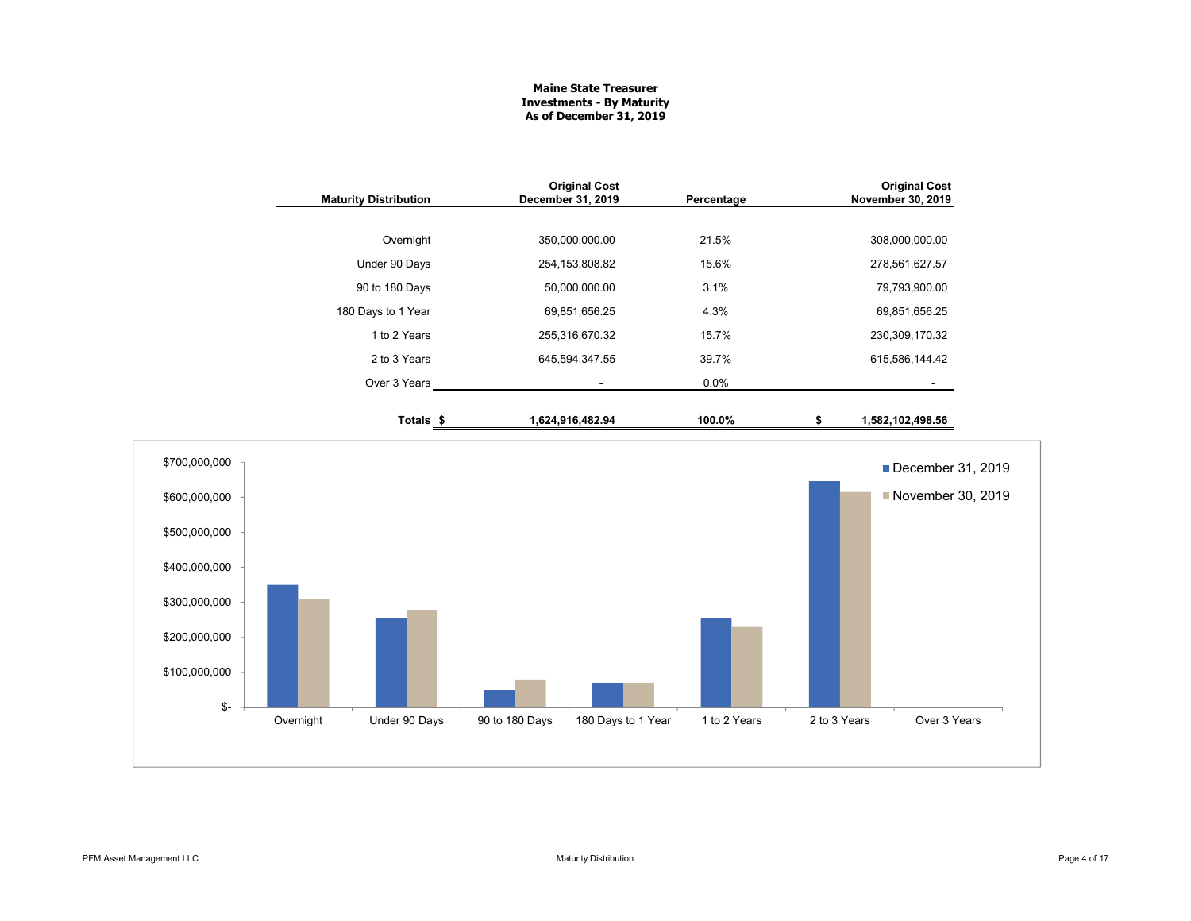**Maine State Treasurer**
**Investments - By Maturity**
**As of December 31, 2019**

| Maturity Distribution | Original Cost December 31, 2019 | Percentage | Original Cost November 30, 2019 |
|---|---|---|---|
| Overnight | 350,000,000.00 | 21.5% | 308,000,000.00 |
| Under 90 Days | 254,153,808.82 | 15.6% | 278,561,627.57 |
| 90 to 180 Days | 50,000,000.00 | 3.1% | 79,793,900.00 |
| 180 Days to 1 Year | 69,851,656.25 | 4.3% | 69,851,656.25 |
| 1 to 2 Years | 255,316,670.32 | 15.7% | 230,309,170.32 |
| 2 to 3 Years | 645,594,347.55 | 39.7% | 615,586,144.42 |
| Over 3 Years | - | 0.0% | - |
| **Totals** | **$ 1,624,916,482.94** | **100.0%** | **$ 1,582,102,498.56** |

Chart legend: December 31, 2019; November 30, 2019

Y-axis: $-, $100,000,000, $200,000,000, $300,000,000, $400,000,000, $500,000,000, $600,000,000, $700,000,000

X-axis: Overnight, Under 90 Days, 90 to 180 Days, 180 Days to 1 Year, 1 to 2 Years, 2 to 3 Years, Over 3 Years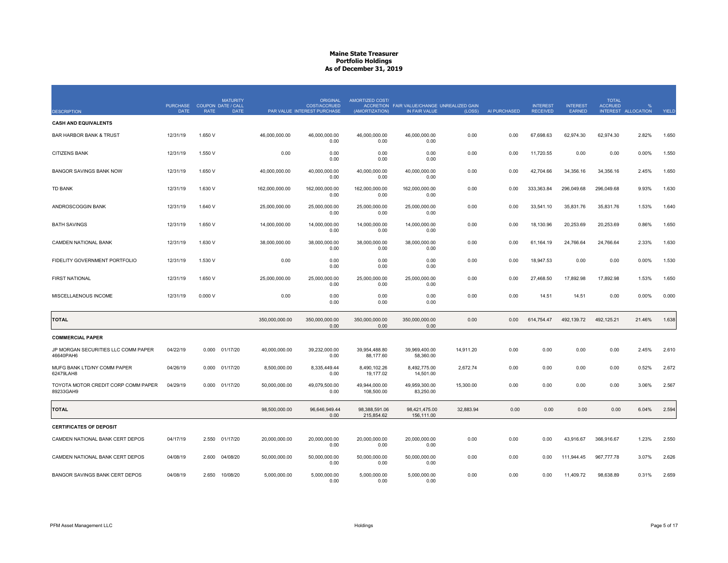# Maine State Treasurer
## Portfolio Holdings
### As of December 31, 2019

| DESCRIPTION | PURCHASE DATE | COUPON RATE | MATURITY DATE / CALL DATE | PAR VALUE | ORIGINAL COST/ACCRUED INTEREST PURCHASE | AMORTIZED COST/ ACCRETION (AMORTIZATION) | FAIR VALUE/CHANGE IN FAIR VALUE | UNREALIZED GAIN (LOSS) | AI PURCHASED | INTEREST RECEIVED | INTEREST EARNED | TOTAL ACCRUED INTEREST | % ALLOCATION | YIELD |
|---|---|---|---|---|---|---|---|---|---|---|---|---|---|---|
| **CASH AND EQUIVALENTS** | | | | | | | | | | | | | | |
| BAR HARBOR BANK & TRUST | 12/31/19 | 1.650 V | | 46,000,000.00 | 46,000,000.00<br>0.00 | 46,000,000.00<br>0.00 | 46,000,000.00<br>0.00 | 0.00 | 0.00 | 67,698.63 | 62,974.30 | 62,974.30 | 2.82% | 1.650 |
| CITIZENS BANK | 12/31/19 | 1.550 V | | 0.00 | 0.00<br>0.00 | 0.00<br>0.00 | 0.00<br>0.00 | 0.00 | 0.00 | 11,720.55 | 0.00 | 0.00 | 0.00% | 1.550 |
| BANGOR SAVINGS BANK NOW | 12/31/19 | 1.650 V | | 40,000,000.00 | 40,000,000.00<br>0.00 | 40,000,000.00<br>0.00 | 40,000,000.00<br>0.00 | 0.00 | 0.00 | 42,704.66 | 34,356.16 | 34,356.16 | 2.45% | 1.650 |
| TD BANK | 12/31/19 | 1.630 V | | 162,000,000.00 | 162,000,000.00<br>0.00 | 162,000,000.00<br>0.00 | 162,000,000.00<br>0.00 | 0.00 | 0.00 | 333,363.84 | 296,049.68 | 296,049.68 | 9.93% | 1.630 |
| ANDROSCOGGIN BANK | 12/31/19 | 1.640 V | | 25,000,000.00 | 25,000,000.00<br>0.00 | 25,000,000.00<br>0.00 | 25,000,000.00<br>0.00 | 0.00 | 0.00 | 33,541.10 | 35,831.76 | 35,831.76 | 1.53% | 1.640 |
| BATH SAVINGS | 12/31/19 | 1.650 V | | 14,000,000.00 | 14,000,000.00<br>0.00 | 14,000,000.00<br>0.00 | 14,000,000.00<br>0.00 | 0.00 | 0.00 | 18,130.96 | 20,253.69 | 20,253.69 | 0.86% | 1.650 |
| CAMDEN NATIONAL BANK | 12/31/19 | 1.630 V | | 38,000,000.00 | 38,000,000.00<br>0.00 | 38,000,000.00<br>0.00 | 38,000,000.00<br>0.00 | 0.00 | 0.00 | 61,164.19 | 24,766.64 | 24,766.64 | 2.33% | 1.630 |
| FIDELITY GOVERNMENT PORTFOLIO | 12/31/19 | 1.530 V | | 0.00 | 0.00<br>0.00 | 0.00<br>0.00 | 0.00<br>0.00 | 0.00 | 0.00 | 18,947.53 | 0.00 | 0.00 | 0.00% | 1.530 |
| FIRST NATIONAL | 12/31/19 | 1.650 V | | 25,000,000.00 | 25,000,000.00<br>0.00 | 25,000,000.00<br>0.00 | 25,000,000.00<br>0.00 | 0.00 | 0.00 | 27,468.50 | 17,892.98 | 17,892.98 | 1.53% | 1.650 |
| MISCELLANEOUS INCOME | 12/31/19 | 0.000 V | | 0.00 | 0.00<br>0.00 | 0.00<br>0.00 | 0.00<br>0.00 | 0.00 | 0.00 | 14.51 | 14.51 | 0.00 | 0.00% | 0.000 |
| **TOTAL** | | | | 350,000,000.00 | 350,000,000.00<br>0.00 | 350,000,000.00<br>0.00 | 350,000,000.00<br>0.00 | 0.00 | 0.00 | 614,754.47 | 492,139.72 | 492,125.21 | 21.46% | 1.638 |
| **COMMERCIAL PAPER** | | | | | | | | | | | | | | |
| JP MORGAN SECURITIES LLC COMM PAPER 46640PAH6 | 04/22/19 | 0.000 | 01/17/20 | 40,000,000.00 | 39,232,000.00<br>0.00 | 39,954,488.80<br>88,177.60 | 39,969,400.00<br>58,360.00 | 14,911.20 | 0.00 | 0.00 | 0.00 | 0.00 | 2.45% | 2.610 |
| MUFG BANK LTD/NY COMM PAPER 62479LAH8 | 04/26/19 | 0.000 | 01/17/20 | 8,500,000.00 | 8,335,449.44<br>0.00 | 8,490,102.26<br>19,177.02 | 8,492,775.00<br>14,501.00 | 2,672.74 | 0.00 | 0.00 | 0.00 | 0.00 | 0.52% | 2.672 |
| TOYOTA MOTOR CREDIT CORP COMM PAPER 89233GAH9 | 04/29/19 | 0.000 | 01/17/20 | 50,000,000.00 | 49,079,500.00<br>0.00 | 49,944,000.00<br>108,500.00 | 49,959,300.00<br>83,250.00 | 15,300.00 | 0.00 | 0.00 | 0.00 | 0.00 | 3.06% | 2.567 |
| **TOTAL** | | | | 98,500,000.00 | 96,646,949.44<br>0.00 | 98,388,591.06<br>215,854.62 | 98,421,475.00<br>156,111.00 | 32,883.94 | 0.00 | 0.00 | 0.00 | 0.00 | 6.04% | 2.594 |
| **CERTIFICATES OF DEPOSIT** | | | | | | | | | | | | | | |
| CAMDEN NATIONAL BANK CERT DEPOS | 04/17/19 | 2.550 | 01/17/20 | 20,000,000.00 | 20,000,000.00<br>0.00 | 20,000,000.00<br>0.00 | 20,000,000.00<br>0.00 | 0.00 | 0.00 | 0.00 | 43,916.67 | 366,916.67 | 1.23% | 2.550 |
| CAMDEN NATIONAL BANK CERT DEPOS | 04/08/19 | 2.600 | 04/08/20 | 50,000,000.00 | 50,000,000.00<br>0.00 | 50,000,000.00<br>0.00 | 50,000,000.00<br>0.00 | 0.00 | 0.00 | 0.00 | 111,944.45 | 967,777.78 | 3.07% | 2.626 |
| BANGOR SAVINGS BANK CERT DEPOS | 04/08/19 | 2.650 | 10/08/20 | 5,000,000.00 | 5,000,000.00<br>0.00 | 5,000,000.00<br>0.00 | 5,000,000.00<br>0.00 | 0.00 | 0.00 | 0.00 | 11,409.72 | 98,638.89 | 0.31% | 2.659 |

PFM Asset Management LLC — Holdings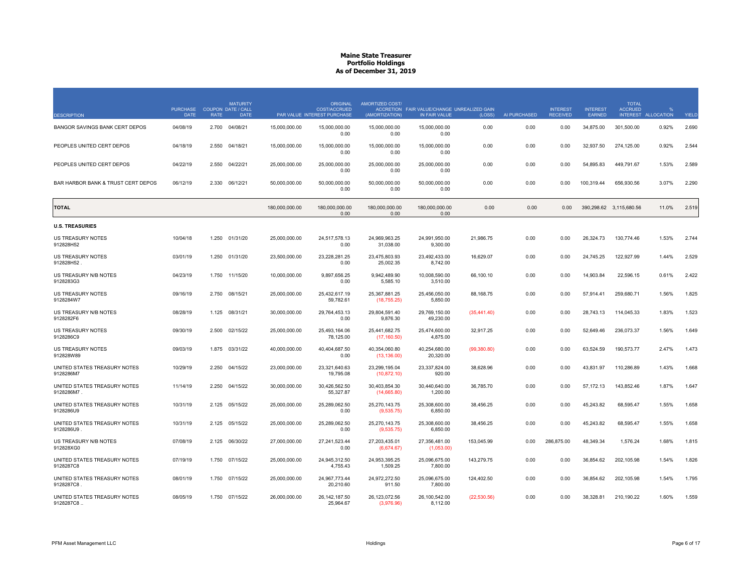# Maine State Treasurer
## Portfolio Holdings
### As of December 31, 2019

| DESCRIPTION | PURCHASE DATE | COUPON RATE | MATURITY DATE / CALL DATE | PAR VALUE | ORIGINAL COST/ACCRUED INTEREST PURCHASE | AMORTIZED COST/ ACCRETION (AMORTIZATION) | FAIR VALUE/CHANGE IN FAIR VALUE | UNREALIZED GAIN (LOSS) | AI PURCHASED | INTEREST RECEIVED | INTEREST EARNED | TOTAL ACCRUED INTEREST | % ALLOCATION | YIELD |
|---|---|---|---|---|---|---|---|---|---|---|---|---|---|---|
| BANGOR SAVINGS BANK CERT DEPOS | 04/08/19 | 2.700 | 04/08/21 | 15,000,000.00 | 15,000,000.00<br>0.00 | 15,000,000.00<br>0.00 | 15,000,000.00<br>0.00 | 0.00 | 0.00 | 0.00 | 34,875.00 | 301,500.00 | 0.92% | 2.690 |
| PEOPLES UNITED CERT DEPOS | 04/18/19 | 2.550 | 04/18/21 | 15,000,000.00 | 15,000,000.00<br>0.00 | 15,000,000.00<br>0.00 | 15,000,000.00<br>0.00 | 0.00 | 0.00 | 0.00 | 32,937.50 | 274,125.00 | 0.92% | 2.544 |
| PEOPLES UNITED CERT DEPOS | 04/22/19 | 2.550 | 04/22/21 | 25,000,000.00 | 25,000,000.00<br>0.00 | 25,000,000.00<br>0.00 | 25,000,000.00<br>0.00 | 0.00 | 0.00 | 0.00 | 54,895.83 | 449,791.67 | 1.53% | 2.589 |
| BAR HARBOR BANK & TRUST CERT DEPOS | 06/12/19 | 2.330 | 06/12/21 | 50,000,000.00 | 50,000,000.00<br>0.00 | 50,000,000.00<br>0.00 | 50,000,000.00<br>0.00 | 0.00 | 0.00 | 0.00 | 100,319.44 | 656,930.56 | 3.07% | 2.290 |
| **TOTAL** | | | | 180,000,000.00 | 180,000,000.00<br>0.00 | 180,000,000.00<br>0.00 | 180,000,000.00<br>0.00 | 0.00 | 0.00 | 0.00 | 390,298.62 | 3,115,680.56 | 11.0% | 2.519 |
| **U.S. TREASURIES** | | | | | | | | | | | | | | |
| US TREASURY NOTES<br>912828H52 | 10/04/18 | 1.250 | 01/31/20 | 25,000,000.00 | 24,517,578.13<br>0.00 | 24,969,963.25<br>31,038.00 | 24,991,950.00<br>9,300.00 | 21,986.75 | 0.00 | 0.00 | 26,324.73 | 130,774.46 | 1.53% | 2.744 |
| US TREASURY NOTES<br>912828H52 . | 03/01/19 | 1.250 | 01/31/20 | 23,500,000.00 | 23,228,281.25<br>0.00 | 23,475,803.93<br>25,002.35 | 23,492,433.00<br>8,742.00 | 16,629.07 | 0.00 | 0.00 | 24,745.25 | 122,927.99 | 1.44% | 2.529 |
| US TREASURY N/B NOTES<br>9128283G3 | 04/23/19 | 1.750 | 11/15/20 | 10,000,000.00 | 9,897,656.25<br>0.00 | 9,942,489.90<br>5,585.10 | 10,008,590.00<br>3,510.00 | 66,100.10 | 0.00 | 0.00 | 14,903.84 | 22,596.15 | 0.61% | 2.422 |
| US TREASURY NOTES<br>9128284W7 | 09/16/19 | 2.750 | 08/15/21 | 25,000,000.00 | 25,432,617.19<br>59,782.61 | 25,367,881.25<br>(18,755.25) | 25,456,050.00<br>5,850.00 | 88,168.75 | 0.00 | 0.00 | 57,914.41 | 259,680.71 | 1.56% | 1.825 |
| US TREASURY N/B NOTES<br>9128282F6 | 08/28/19 | 1.125 | 08/31/21 | 30,000,000.00 | 29,764,453.13<br>0.00 | 29,804,591.40<br>9,876.30 | 29,769,150.00<br>49,230.00 | (35,441.40) | 0.00 | 0.00 | 28,743.13 | 114,045.33 | 1.83% | 1.523 |
| US TREASURY NOTES<br>9128286C9 | 09/30/19 | 2.500 | 02/15/22 | 25,000,000.00 | 25,493,164.06<br>78,125.00 | 25,441,682.75<br>(17,160.50) | 25,474,600.00<br>4,875.00 | 32,917.25 | 0.00 | 0.00 | 52,649.46 | 236,073.37 | 1.56% | 1.649 |
| US TREASURY NOTES<br>912828W89 | 09/03/19 | 1.875 | 03/31/22 | 40,000,000.00 | 40,404,687.50<br>0.00 | 40,354,060.80<br>(13,136.00) | 40,254,680.00<br>20,320.00 | (99,380.80) | 0.00 | 0.00 | 63,524.59 | 190,573.77 | 2.47% | 1.473 |
| UNITED STATES TREASURY NOTES<br>9128286M7 | 10/29/19 | 2.250 | 04/15/22 | 23,000,000.00 | 23,321,640.63<br>19,795.08 | 23,299,195.04<br>(10,872.10) | 23,337,824.00<br>920.00 | 38,628.96 | 0.00 | 0.00 | 43,831.97 | 110,286.89 | 1.43% | 1.668 |
| UNITED STATES TREASURY NOTES<br>9128286M7 . | 11/14/19 | 2.250 | 04/15/22 | 30,000,000.00 | 30,426,562.50<br>55,327.87 | 30,403,854.30<br>(14,665.80) | 30,440,640.00<br>1,200.00 | 36,785.70 | 0.00 | 0.00 | 57,172.13 | 143,852.46 | 1.87% | 1.647 |
| UNITED STATES TREASURY NOTES<br>9128286U9 | 10/31/19 | 2.125 | 05/15/22 | 25,000,000.00 | 25,289,062.50<br>0.00 | 25,270,143.75<br>(9,535.75) | 25,308,600.00<br>6,850.00 | 38,456.25 | 0.00 | 0.00 | 45,243.82 | 68,595.47 | 1.55% | 1.658 |
| UNITED STATES TREASURY NOTES<br>9128286U9 . | 10/31/19 | 2.125 | 05/15/22 | 25,000,000.00 | 25,289,062.50<br>0.00 | 25,270,143.75<br>(9,535.75) | 25,308,600.00<br>6,850.00 | 38,456.25 | 0.00 | 0.00 | 45,243.82 | 68,595.47 | 1.55% | 1.658 |
| US TREASURY N/B NOTES<br>912828XG0 | 07/08/19 | 2.125 | 06/30/22 | 27,000,000.00 | 27,241,523.44<br>0.00 | 27,203,435.01<br>(6,674.67) | 27,356,481.00<br>(1,053.00) | 153,045.99 | 0.00 | 286,875.00 | 48,349.34 | 1,576.24 | 1.68% | 1.815 |
| UNITED STATES TREASURY NOTES<br>9128287C8 | 07/19/19 | 1.750 | 07/15/22 | 25,000,000.00 | 24,945,312.50<br>4,755.43 | 24,953,395.25<br>1,509.25 | 25,096,675.00<br>7,800.00 | 143,279.75 | 0.00 | 0.00 | 36,854.62 | 202,105.98 | 1.54% | 1.826 |
| UNITED STATES TREASURY NOTES<br>9128287C8 . | 08/01/19 | 1.750 | 07/15/22 | 25,000,000.00 | 24,967,773.44<br>20,210.60 | 24,972,272.50<br>911.50 | 25,096,675.00<br>7,800.00 | 124,402.50 | 0.00 | 0.00 | 36,854.62 | 202,105.98 | 1.54% | 1.795 |
| UNITED STATES TREASURY NOTES<br>9128287C8 .. | 08/05/19 | 1.750 | 07/15/22 | 26,000,000.00 | 26,142,187.50<br>25,964.67 | 26,123,072.56<br>(3,976.96) | 26,100,542.00<br>8,112.00 | (22,530.56) | 0.00 | 0.00 | 38,328.81 | 210,190.22 | 1.60% | 1.559 |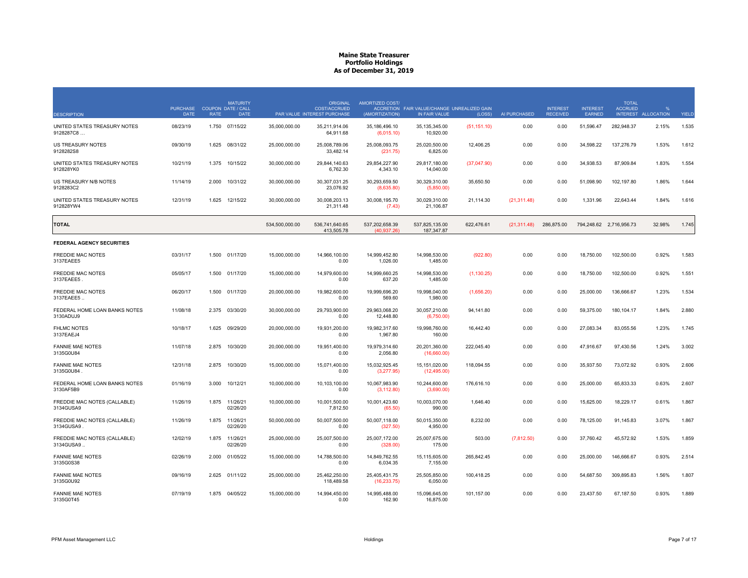**Maine State Treasurer**
**Portfolio Holdings**
**As of December 31, 2019**

| DESCRIPTION | PURCHASE DATE | COUPON RATE | MATURITY DATE / CALL DATE | PAR VALUE | ORIGINAL COST/ACCRUED INTEREST PURCHASE | AMORTIZED COST/ ACCRETION (AMORTIZATION) | FAIR VALUE/CHANGE IN FAIR VALUE | UNREALIZED GAIN (LOSS) | AI PURCHASED | INTEREST RECEIVED | INTEREST EARNED | TOTAL ACCRUED INTEREST | % ALLOCATION | YIELD |
|---|---|---|---|---|---|---|---|---|---|---|---|---|---|---|
| UNITED STATES TREASURY NOTES 9128287C8 ... | 08/23/19 | 1.750 | 07/15/22 | 35,000,000.00 | 35,211,914.06<br>64,911.68 | 35,186,496.10<br>(6,015.10) | 35,135,345.00<br>10,920.00 | (51,151.10) | 0.00 | 0.00 | 51,596.47 | 282,948.37 | 2.15% | 1.535 |
| US TREASURY NOTES 9128282S8 | 09/30/19 | 1.625 | 08/31/22 | 25,000,000.00 | 25,008,789.06<br>33,482.14 | 25,008,093.75<br>(231.75) | 25,020,500.00<br>6,825.00 | 12,406.25 | 0.00 | 0.00 | 34,598.22 | 137,276.79 | 1.53% | 1.612 |
| UNITED STATES TREASURY NOTES 912828YK0 | 10/21/19 | 1.375 | 10/15/22 | 30,000,000.00 | 29,844,140.63<br>6,762.30 | 29,854,227.90<br>4,343.10 | 29,817,180.00<br>14,040.00 | (37,047.90) | 0.00 | 0.00 | 34,938.53 | 87,909.84 | 1.83% | 1.554 |
| US TREASURY N/B NOTES 9128283C2 | 11/14/19 | 2.000 | 10/31/22 | 30,000,000.00 | 30,307,031.25<br>23,076.92 | 30,293,659.50<br>(8,635.80) | 30,329,310.00<br>(5,850.00) | 35,650.50 | 0.00 | 0.00 | 51,098.90 | 102,197.80 | 1.86% | 1.644 |
| UNITED STATES TREASURY NOTES 912828YW4 | 12/31/19 | 1.625 | 12/15/22 | 30,000,000.00 | 30,008,203.13<br>21,311.48 | 30,008,195.70<br>(7.43) | 30,029,310.00<br>21,106.87 | 21,114.30 | (21,311.48) | 0.00 | 1,331.96 | 22,643.44 | 1.84% | 1.616 |
| **TOTAL** | | | | 534,500,000.00 | 536,741,640.65<br>413,505.78 | 537,202,658.39<br>(40,937.26) | 537,825,135.00<br>187,347.87 | 622,476.61 | (21,311.48) | 286,875.00 | 794,248.62 | 2,716,956.73 | 32.98% | 1.745 |
| **FEDERAL AGENCY SECURITIES** | | | | | | | | | | | | | | |
| FREDDIE MAC NOTES 3137EAEE5 | 03/31/17 | 1.500 | 01/17/20 | 15,000,000.00 | 14,966,100.00<br>0.00 | 14,999,452.80<br>1,026.00 | 14,998,530.00<br>1,485.00 | (922.80) | 0.00 | 0.00 | 18,750.00 | 102,500.00 | 0.92% | 1.583 |
| FREDDIE MAC NOTES 3137EAEE5 . | 05/05/17 | 1.500 | 01/17/20 | 15,000,000.00 | 14,979,600.00<br>0.00 | 14,999,660.25<br>637.20 | 14,998,530.00<br>1,485.00 | (1,130.25) | 0.00 | 0.00 | 18,750.00 | 102,500.00 | 0.92% | 1.551 |
| FREDDIE MAC NOTES 3137EAEE5 .. | 06/20/17 | 1.500 | 01/17/20 | 20,000,000.00 | 19,982,600.00<br>0.00 | 19,999,696.20<br>569.60 | 19,998,040.00<br>1,980.00 | (1,656.20) | 0.00 | 0.00 | 25,000.00 | 136,666.67 | 1.23% | 1.534 |
| FEDERAL HOME LOAN BANKS NOTES 3130ADUJ9 | 11/08/18 | 2.375 | 03/30/20 | 30,000,000.00 | 29,793,900.00<br>0.00 | 29,963,068.20<br>12,448.80 | 30,057,210.00<br>(6,750.00) | 94,141.80 | 0.00 | 0.00 | 59,375.00 | 180,104.17 | 1.84% | 2.880 |
| FHLMC NOTES 3137EAEJ4 | 10/18/17 | 1.625 | 09/29/20 | 20,000,000.00 | 19,931,200.00<br>0.00 | 19,982,317.60<br>1,967.80 | 19,998,760.00<br>160.00 | 16,442.40 | 0.00 | 0.00 | 27,083.34 | 83,055.56 | 1.23% | 1.745 |
| FANNIE MAE NOTES 3135G0U84 | 11/07/18 | 2.875 | 10/30/20 | 20,000,000.00 | 19,951,400.00<br>0.00 | 19,979,314.60<br>2,056.80 | 20,201,360.00<br>(16,660.00) | 222,045.40 | 0.00 | 0.00 | 47,916.67 | 97,430.56 | 1.24% | 3.002 |
| FANNIE MAE NOTES 3135G0U84 . | 12/31/18 | 2.875 | 10/30/20 | 15,000,000.00 | 15,071,400.00<br>0.00 | 15,032,925.45<br>(3,277.95) | 15,151,020.00<br>(12,495.00) | 118,094.55 | 0.00 | 0.00 | 35,937.50 | 73,072.92 | 0.93% | 2.606 |
| FEDERAL HOME LOAN BANKS NOTES 3130AF5B9 | 01/16/19 | 3.000 | 10/12/21 | 10,000,000.00 | 10,103,100.00<br>0.00 | 10,067,983.90<br>(3,112.80) | 10,244,600.00<br>(3,690.00) | 176,616.10 | 0.00 | 0.00 | 25,000.00 | 65,833.33 | 0.63% | 2.607 |
| FREDDIE MAC NOTES (CALLABLE) 3134GUSA9 | 11/26/19 | 1.875 | 11/26/21<br>02/26/20 | 10,000,000.00 | 10,001,500.00<br>7,812.50 | 10,001,423.60<br>(65.50) | 10,003,070.00<br>990.00 | 1,646.40 | 0.00 | 0.00 | 15,625.00 | 18,229.17 | 0.61% | 1.867 |
| FREDDIE MAC NOTES (CALLABLE) 3134GUSA9 . | 11/26/19 | 1.875 | 11/26/21<br>02/26/20 | 50,000,000.00 | 50,007,500.00<br>0.00 | 50,007,118.00<br>(327.50) | 50,015,350.00<br>4,950.00 | 8,232.00 | 0.00 | 0.00 | 78,125.00 | 91,145.83 | 3.07% | 1.867 |
| FREDDIE MAC NOTES (CALLABLE) 3134GUSA9 .. | 12/02/19 | 1.875 | 11/26/21<br>02/26/20 | 25,000,000.00 | 25,007,500.00<br>0.00 | 25,007,172.00<br>(328.00) | 25,007,675.00<br>175.00 | 503.00 | (7,812.50) | 0.00 | 37,760.42 | 45,572.92 | 1.53% | 1.859 |
| FANNIE MAE NOTES 3135G0S38 | 02/26/19 | 2.000 | 01/05/22 | 15,000,000.00 | 14,788,500.00<br>0.00 | 14,849,762.55<br>6,034.35 | 15,115,605.00<br>7,155.00 | 265,842.45 | 0.00 | 0.00 | 25,000.00 | 146,666.67 | 0.93% | 2.514 |
| FANNIE MAE NOTES 3135G0U92 | 09/16/19 | 2.625 | 01/11/22 | 25,000,000.00 | 25,462,250.00<br>118,489.58 | 25,405,431.75<br>(16,233.75) | 25,505,850.00<br>6,050.00 | 100,418.25 | 0.00 | 0.00 | 54,687.50 | 309,895.83 | 1.56% | 1.807 |
| FANNIE MAE NOTES 3135G0T45 | 07/19/19 | 1.875 | 04/05/22 | 15,000,000.00 | 14,994,450.00<br>0.00 | 14,995,488.00<br>162.90 | 15,096,645.00<br>16,875.00 | 101,157.00 | 0.00 | 0.00 | 23,437.50 | 67,187.50 | 0.93% | 1.889 |

PFM Asset Management LLC — Holdings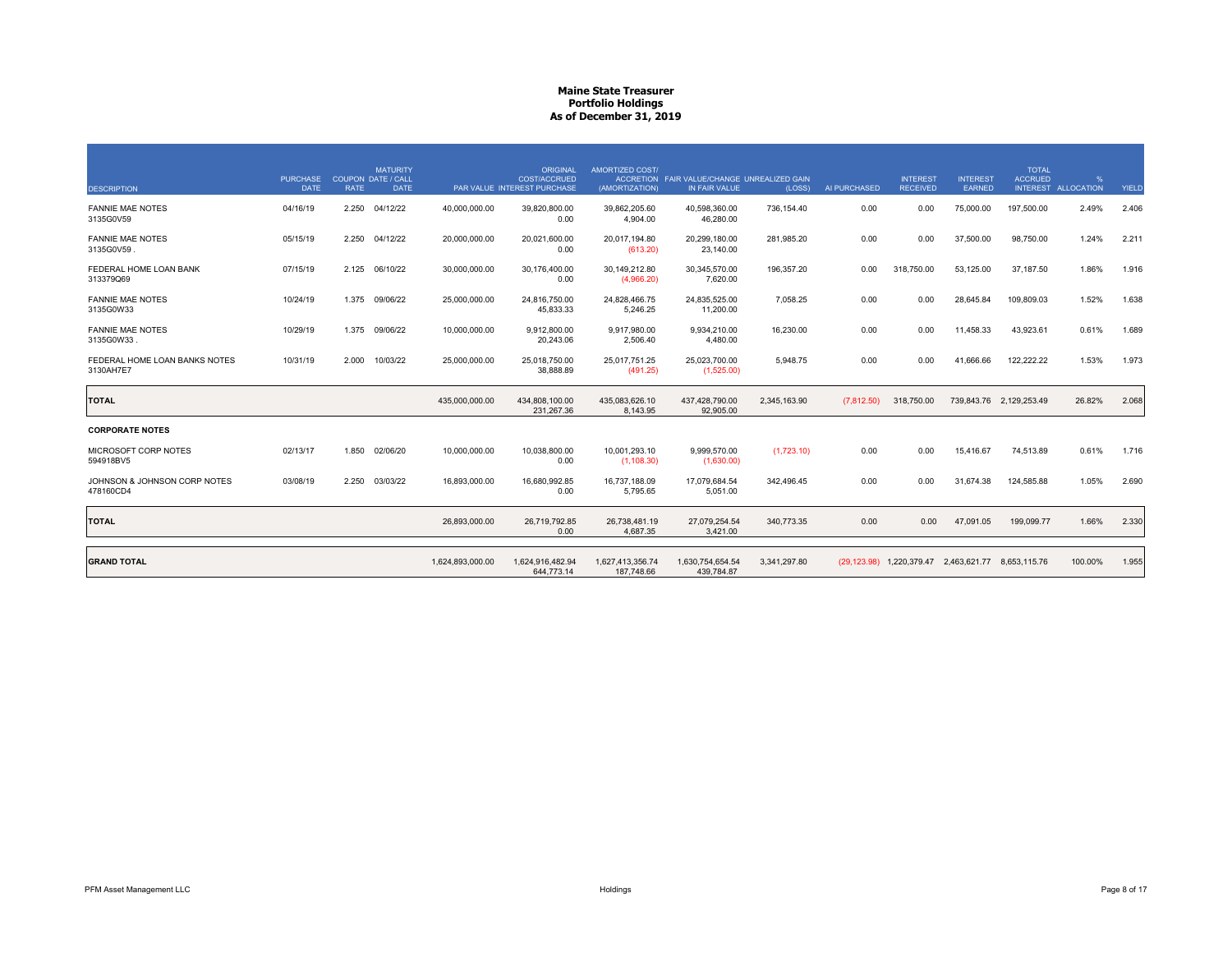# Maine State Treasurer
## Portfolio Holdings
### As of December 31, 2019

| DESCRIPTION | PURCHASE DATE | COUPON RATE | MATURITY DATE / CALL DATE | PAR VALUE | ORIGINAL COST/ACCRUED INTEREST PURCHASE | AMORTIZED COST/ ACCRETION (AMORTIZATION) | FAIR VALUE/CHANGE IN FAIR VALUE | UNREALIZED GAIN (LOSS) | AI PURCHASED | INTEREST RECEIVED | INTEREST EARNED | TOTAL ACCRUED INTEREST | % ALLOCATION | YIELD |
|---|---|---|---|---|---|---|---|---|---|---|---|---|---|---|
| FANNIE MAE NOTES<br>3135G0V59 | 04/16/19 | 2.250 | 04/12/22 | 40,000,000.00 | 39,820,800.00<br>0.00 | 39,862,205.60<br>4,904.00 | 40,598,360.00<br>46,280.00 | 736,154.40 | 0.00 | 0.00 | 75,000.00 | 197,500.00 | 2.49% | 2.406 |
| FANNIE MAE NOTES<br>3135G0V59 . | 05/15/19 | 2.250 | 04/12/22 | 20,000,000.00 | 20,021,600.00<br>0.00 | 20,017,194.80<br>(613.20) | 20,299,180.00<br>23,140.00 | 281,985.20 | 0.00 | 0.00 | 37,500.00 | 98,750.00 | 1.24% | 2.211 |
| FEDERAL HOME LOAN BANK<br>313379Q69 | 07/15/19 | 2.125 | 06/10/22 | 30,000,000.00 | 30,176,400.00<br>0.00 | 30,149,212.80<br>(4,966.20) | 30,345,570.00<br>7,620.00 | 196,357.20 | 0.00 | 318,750.00 | 53,125.00 | 37,187.50 | 1.86% | 1.916 |
| FANNIE MAE NOTES<br>3135G0W33 | 10/24/19 | 1.375 | 09/06/22 | 25,000,000.00 | 24,816,750.00<br>45,833.33 | 24,828,466.75<br>5,246.25 | 24,835,525.00<br>11,200.00 | 7,058.25 | 0.00 | 0.00 | 28,645.84 | 109,809.03 | 1.52% | 1.638 |
| FANNIE MAE NOTES<br>3135G0W33 . | 10/29/19 | 1.375 | 09/06/22 | 10,000,000.00 | 9,912,800.00<br>20,243.06 | 9,917,980.00<br>2,506.40 | 9,934,210.00<br>4,480.00 | 16,230.00 | 0.00 | 0.00 | 11,458.33 | 43,923.61 | 0.61% | 1.689 |
| FEDERAL HOME LOAN BANKS NOTES<br>3130AH7E7 | 10/31/19 | 2.000 | 10/03/22 | 25,000,000.00 | 25,018,750.00<br>38,888.89 | 25,017,751.25<br>(491.25) | 25,023,700.00<br>(1,525.00) | 5,948.75 | 0.00 | 0.00 | 41,666.66 | 122,222.22 | 1.53% | 1.973 |
| **TOTAL** | | | | 435,000,000.00 | 434,808,100.00<br>231,267.36 | 435,083,626.10<br>8,143.95 | 437,428,790.00<br>92,905.00 | 2,345,163.90 | (7,812.50) | 318,750.00 | 739,843.76 | 2,129,253.49 | 26.82% | 2.068 |
| **CORPORATE NOTES** | | | | | | | | | | | | | | |
| MICROSOFT CORP NOTES<br>594918BV5 | 02/13/17 | 1.850 | 02/06/20 | 10,000,000.00 | 10,038,800.00<br>0.00 | 10,001,293.10<br>(1,108.30) | 9,999,570.00<br>(1,630.00) | (1,723.10) | 0.00 | 0.00 | 15,416.67 | 74,513.89 | 0.61% | 1.716 |
| JOHNSON & JOHNSON CORP NOTES<br>478160CD4 | 03/08/19 | 2.250 | 03/03/22 | 16,893,000.00 | 16,680,992.85<br>0.00 | 16,737,188.09<br>5,795.65 | 17,079,684.54<br>5,051.00 | 342,496.45 | 0.00 | 0.00 | 31,674.38 | 124,585.88 | 1.05% | 2.690 |
| **TOTAL** | | | | 26,893,000.00 | 26,719,792.85<br>0.00 | 26,738,481.19<br>4,687.35 | 27,079,254.54<br>3,421.00 | 340,773.35 | 0.00 | 0.00 | 47,091.05 | 199,099.77 | 1.66% | 2.330 |
| **GRAND TOTAL** | | | | 1,624,893,000.00 | 1,624,916,482.94<br>644,773.14 | 1,627,413,356.74<br>187,748.66 | 1,630,754,654.54<br>439,784.87 | 3,341,297.80 | (29,123.98) | 1,220,379.47 | 2,463,621.77 | 8,653,115.76 | 100.00% | 1.955 |

PFM Asset Management LLC

Holdings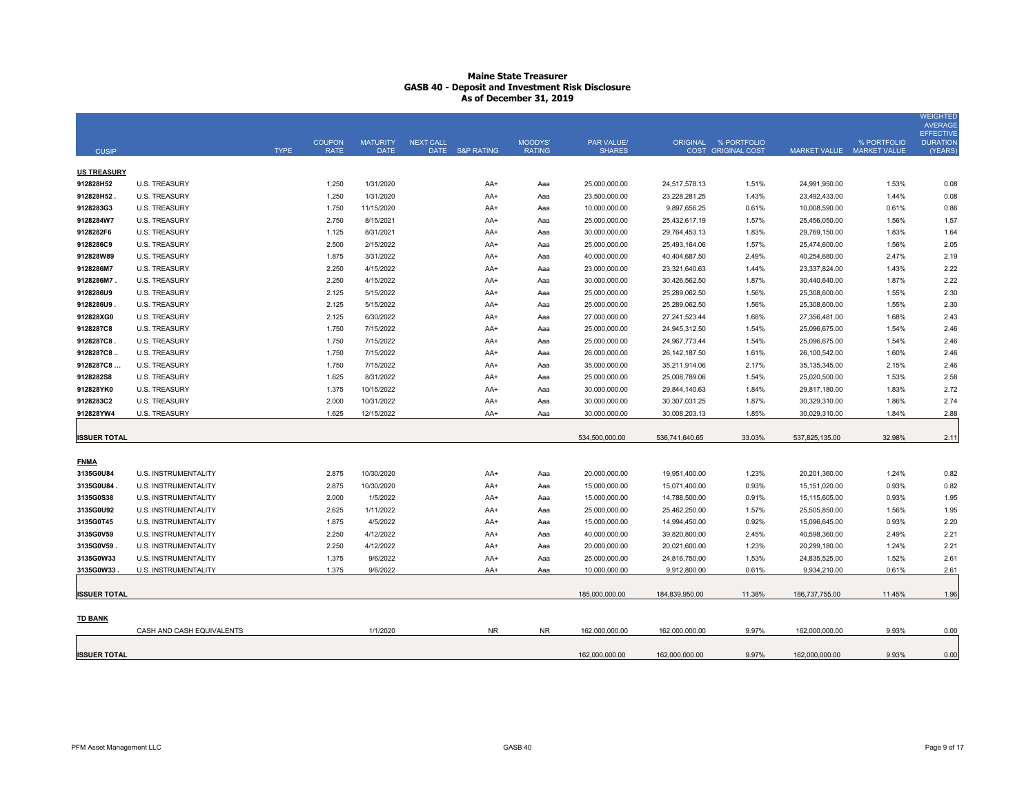# Maine State Treasurer
## GASB 40 - Deposit and Investment Risk Disclosure
### As of December 31, 2019

| CUSIP | TYPE | COUPON RATE | MATURITY DATE | NEXT CALL DATE | S&P RATING | MOODYS' RATING | PAR VALUE/ SHARES | ORIGINAL COST | % PORTFOLIO ORIGINAL COST | MARKET VALUE | % PORTFOLIO MARKET VALUE | WEIGHTED AVERAGE EFFECTIVE DURATION (YEARS) |
|---|---|---|---|---|---|---|---|---|---|---|---|---|
| **US TREASURY** | | | | | | | | | | | | |
| 912828H52 | U.S. TREASURY | 1.250 | 1/31/2020 | | AA+ | Aaa | 25,000,000.00 | 24,517,578.13 | 1.51% | 24,991,950.00 | 1.53% | 0.08 |
| 912828H52 . | U.S. TREASURY | 1.250 | 1/31/2020 | | AA+ | Aaa | 23,500,000.00 | 23,228,281.25 | 1.43% | 23,492,433.00 | 1.44% | 0.08 |
| 9128283G3 | U.S. TREASURY | 1.750 | 11/15/2020 | | AA+ | Aaa | 10,000,000.00 | 9,897,656.25 | 0.61% | 10,008,590.00 | 0.61% | 0.86 |
| 9128284W7 | U.S. TREASURY | 2.750 | 8/15/2021 | | AA+ | Aaa | 25,000,000.00 | 25,432,617.19 | 1.57% | 25,456,050.00 | 1.56% | 1.57 |
| 9128282F6 | U.S. TREASURY | 1.125 | 8/31/2021 | | AA+ | Aaa | 30,000,000.00 | 29,764,453.13 | 1.83% | 29,769,150.00 | 1.83% | 1.64 |
| 9128286C9 | U.S. TREASURY | 2.500 | 2/15/2022 | | AA+ | Aaa | 25,000,000.00 | 25,493,164.06 | 1.57% | 25,474,600.00 | 1.56% | 2.05 |
| 912828W89 | U.S. TREASURY | 1.875 | 3/31/2022 | | AA+ | Aaa | 40,000,000.00 | 40,404,687.50 | 2.49% | 40,254,680.00 | 2.47% | 2.19 |
| 9128286M7 | U.S. TREASURY | 2.250 | 4/15/2022 | | AA+ | Aaa | 23,000,000.00 | 23,321,640.63 | 1.44% | 23,337,824.00 | 1.43% | 2.22 |
| 9128286M7 . | U.S. TREASURY | 2.250 | 4/15/2022 | | AA+ | Aaa | 30,000,000.00 | 30,426,562.50 | 1.87% | 30,440,640.00 | 1.87% | 2.22 |
| 9128286U9 | U.S. TREASURY | 2.125 | 5/15/2022 | | AA+ | Aaa | 25,000,000.00 | 25,289,062.50 | 1.56% | 25,308,600.00 | 1.55% | 2.30 |
| 9128286U9 . | U.S. TREASURY | 2.125 | 5/15/2022 | | AA+ | Aaa | 25,000,000.00 | 25,289,062.50 | 1.56% | 25,308,600.00 | 1.55% | 2.30 |
| 912828XG0 | U.S. TREASURY | 2.125 | 6/30/2022 | | AA+ | Aaa | 27,000,000.00 | 27,241,523.44 | 1.68% | 27,356,481.00 | 1.68% | 2.43 |
| 9128287C8 | U.S. TREASURY | 1.750 | 7/15/2022 | | AA+ | Aaa | 25,000,000.00 | 24,945,312.50 | 1.54% | 25,096,675.00 | 1.54% | 2.46 |
| 9128287C8 . | U.S. TREASURY | 1.750 | 7/15/2022 | | AA+ | Aaa | 25,000,000.00 | 24,967,773.44 | 1.54% | 25,096,675.00 | 1.54% | 2.46 |
| 9128287C8 .. | U.S. TREASURY | 1.750 | 7/15/2022 | | AA+ | Aaa | 26,000,000.00 | 26,142,187.50 | 1.61% | 26,100,542.00 | 1.60% | 2.46 |
| 9128287C8 ... | U.S. TREASURY | 1.750 | 7/15/2022 | | AA+ | Aaa | 35,000,000.00 | 35,211,914.06 | 2.17% | 35,135,345.00 | 2.15% | 2.46 |
| 9128282S8 | U.S. TREASURY | 1.625 | 8/31/2022 | | AA+ | Aaa | 25,000,000.00 | 25,008,789.06 | 1.54% | 25,020,500.00 | 1.53% | 2.58 |
| 912828YK0 | U.S. TREASURY | 1.375 | 10/15/2022 | | AA+ | Aaa | 30,000,000.00 | 29,844,140.63 | 1.84% | 29,817,180.00 | 1.83% | 2.72 |
| 9128283C2 | U.S. TREASURY | 2.000 | 10/31/2022 | | AA+ | Aaa | 30,000,000.00 | 30,307,031.25 | 1.87% | 30,329,310.00 | 1.86% | 2.74 |
| 912828YW4 | U.S. TREASURY | 1.625 | 12/15/2022 | | AA+ | Aaa | 30,000,000.00 | 30,008,203.13 | 1.85% | 30,029,310.00 | 1.84% | 2.88 |
| **ISSUER TOTAL** | | | | | | | 534,500,000.00 | 536,741,640.65 | 33.03% | 537,825,135.00 | 32.98% | 2.11 |
| **FNMA** | | | | | | | | | | | | |
| 3135G0U84 | U.S. INSTRUMENTALITY | 2.875 | 10/30/2020 | | AA+ | Aaa | 20,000,000.00 | 19,951,400.00 | 1.23% | 20,201,360.00 | 1.24% | 0.82 |
| 3135G0U84 . | U.S. INSTRUMENTALITY | 2.875 | 10/30/2020 | | AA+ | Aaa | 15,000,000.00 | 15,071,400.00 | 0.93% | 15,151,020.00 | 0.93% | 0.82 |
| 3135G0S38 | U.S. INSTRUMENTALITY | 2.000 | 1/5/2022 | | AA+ | Aaa | 15,000,000.00 | 14,788,500.00 | 0.91% | 15,115,605.00 | 0.93% | 1.95 |
| 3135G0U92 | U.S. INSTRUMENTALITY | 2.625 | 1/11/2022 | | AA+ | Aaa | 25,000,000.00 | 25,462,250.00 | 1.57% | 25,505,850.00 | 1.56% | 1.95 |
| 3135G0T45 | U.S. INSTRUMENTALITY | 1.875 | 4/5/2022 | | AA+ | Aaa | 15,000,000.00 | 14,994,450.00 | 0.92% | 15,096,645.00 | 0.93% | 2.20 |
| 3135G0V59 | U.S. INSTRUMENTALITY | 2.250 | 4/12/2022 | | AA+ | Aaa | 40,000,000.00 | 39,820,800.00 | 2.45% | 40,598,360.00 | 2.49% | 2.21 |
| 3135G0V59 . | U.S. INSTRUMENTALITY | 2.250 | 4/12/2022 | | AA+ | Aaa | 20,000,000.00 | 20,021,600.00 | 1.23% | 20,299,180.00 | 1.24% | 2.21 |
| 3135G0W33 | U.S. INSTRUMENTALITY | 1.375 | 9/6/2022 | | AA+ | Aaa | 25,000,000.00 | 24,816,750.00 | 1.53% | 24,835,525.00 | 1.52% | 2.61 |
| 3135G0W33 . | U.S. INSTRUMENTALITY | 1.375 | 9/6/2022 | | AA+ | Aaa | 10,000,000.00 | 9,912,800.00 | 0.61% | 9,934,210.00 | 0.61% | 2.61 |
| **ISSUER TOTAL** | | | | | | | 185,000,000.00 | 184,839,950.00 | 11.38% | 186,737,755.00 | 11.45% | 1.96 |
| **TD BANK** | | | | | | | | | | | | |
| | CASH AND CASH EQUIVALENTS | | 1/1/2020 | | NR | NR | 162,000,000.00 | 162,000,000.00 | 9.97% | 162,000,000.00 | 9.93% | 0.00 |
| **ISSUER TOTAL** | | | | | | | 162,000,000.00 | 162,000,000.00 | 9.97% | 162,000,000.00 | 9.93% | 0.00 |

PFM Asset Management LLC — GASB 40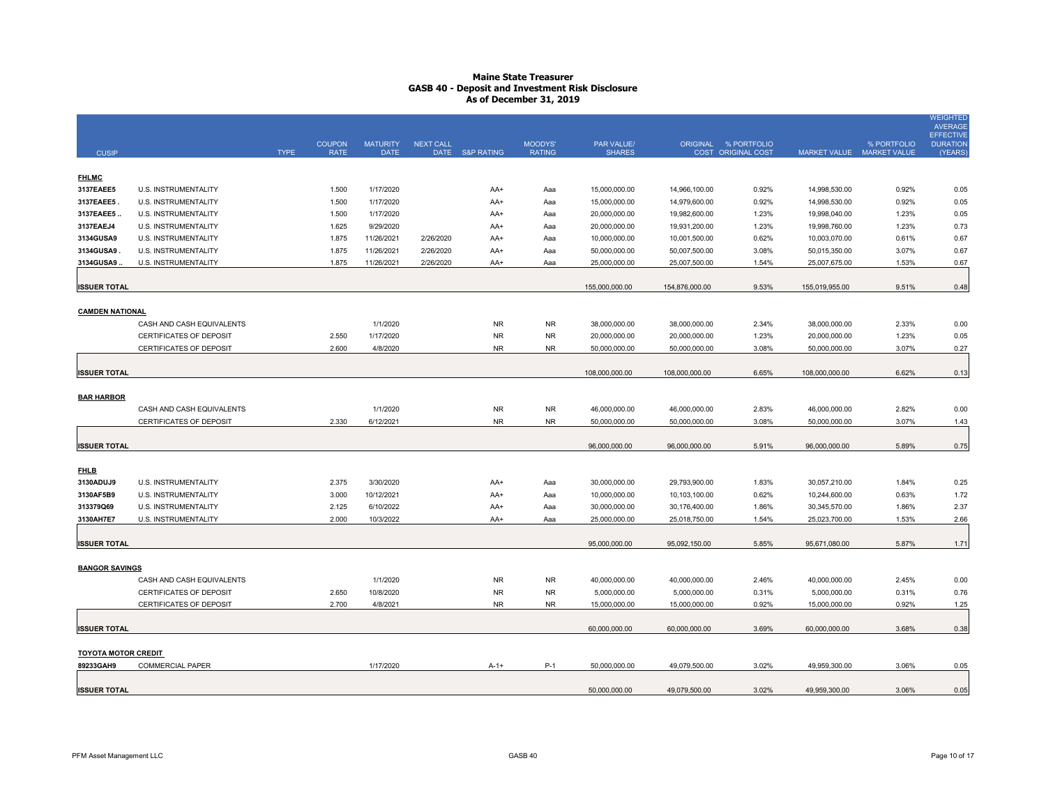# Maine State Treasurer
## GASB 40 - Deposit and Investment Risk Disclosure
### As of December 31, 2019

| CUSIP | | TYPE | COUPON RATE | MATURITY DATE | NEXT CALL DATE | S&P RATING | MOODYS' RATING | PAR VALUE/ SHARES | ORIGINAL COST | % PORTFOLIO ORIGINAL COST | MARKET VALUE | % PORTFOLIO MARKET VALUE | WEIGHTED AVERAGE EFFECTIVE DURATION (YEARS) |
|---|---|---|---|---|---|---|---|---|---|---|---|---|---|
| **FHLMC** | | | | | | | | | | | | | |
| 3137EAEE5 | U.S. INSTRUMENTALITY | | 1.500 | 1/17/2020 | | AA+ | Aaa | 15,000,000.00 | 14,966,100.00 | 0.92% | 14,998,530.00 | 0.92% | 0.05 |
| 3137EAEE5 . | U.S. INSTRUMENTALITY | | 1.500 | 1/17/2020 | | AA+ | Aaa | 15,000,000.00 | 14,979,600.00 | 0.92% | 14,998,530.00 | 0.92% | 0.05 |
| 3137EAEE5 .. | U.S. INSTRUMENTALITY | | 1.500 | 1/17/2020 | | AA+ | Aaa | 20,000,000.00 | 19,982,600.00 | 1.23% | 19,998,040.00 | 1.23% | 0.05 |
| 3137EAEJ4 | U.S. INSTRUMENTALITY | | 1.625 | 9/29/2020 | | AA+ | Aaa | 20,000,000.00 | 19,931,200.00 | 1.23% | 19,998,760.00 | 1.23% | 0.73 |
| 3134GUSA9 | U.S. INSTRUMENTALITY | | 1.875 | 11/26/2021 | 2/26/2020 | AA+ | Aaa | 10,000,000.00 | 10,001,500.00 | 0.62% | 10,003,070.00 | 0.61% | 0.67 |
| 3134GUSA9 . | U.S. INSTRUMENTALITY | | 1.875 | 11/26/2021 | 2/26/2020 | AA+ | Aaa | 50,000,000.00 | 50,007,500.00 | 3.08% | 50,015,350.00 | 3.07% | 0.67 |
| 3134GUSA9 .. | U.S. INSTRUMENTALITY | | 1.875 | 11/26/2021 | 2/26/2020 | AA+ | Aaa | 25,000,000.00 | 25,007,500.00 | 1.54% | 25,007,675.00 | 1.53% | 0.67 |
| **ISSUER TOTAL** | | | | | | | | 155,000,000.00 | 154,876,000.00 | 9.53% | 155,019,955.00 | 9.51% | 0.48 |
| **CAMDEN NATIONAL** | | | | | | | | | | | | | |
| | CASH AND CASH EQUIVALENTS | | | 1/1/2020 | | NR | NR | 38,000,000.00 | 38,000,000.00 | 2.34% | 38,000,000.00 | 2.33% | 0.00 |
| | CERTIFICATES OF DEPOSIT | | 2.550 | 1/17/2020 | | NR | NR | 20,000,000.00 | 20,000,000.00 | 1.23% | 20,000,000.00 | 1.23% | 0.05 |
| | CERTIFICATES OF DEPOSIT | | 2.600 | 4/8/2020 | | NR | NR | 50,000,000.00 | 50,000,000.00 | 3.08% | 50,000,000.00 | 3.07% | 0.27 |
| **ISSUER TOTAL** | | | | | | | | 108,000,000.00 | 108,000,000.00 | 6.65% | 108,000,000.00 | 6.62% | 0.13 |
| **BAR HARBOR** | | | | | | | | | | | | | |
| | CASH AND CASH EQUIVALENTS | | | 1/1/2020 | | NR | NR | 46,000,000.00 | 46,000,000.00 | 2.83% | 46,000,000.00 | 2.82% | 0.00 |
| | CERTIFICATES OF DEPOSIT | | 2.330 | 6/12/2021 | | NR | NR | 50,000,000.00 | 50,000,000.00 | 3.08% | 50,000,000.00 | 3.07% | 1.43 |
| **ISSUER TOTAL** | | | | | | | | 96,000,000.00 | 96,000,000.00 | 5.91% | 96,000,000.00 | 5.89% | 0.75 |
| **FHLB** | | | | | | | | | | | | | |
| 3130ADUJ9 | U.S. INSTRUMENTALITY | | 2.375 | 3/30/2020 | | AA+ | Aaa | 30,000,000.00 | 29,793,900.00 | 1.83% | 30,057,210.00 | 1.84% | 0.25 |
| 3130AF5B9 | U.S. INSTRUMENTALITY | | 3.000 | 10/12/2021 | | AA+ | Aaa | 10,000,000.00 | 10,103,100.00 | 0.62% | 10,244,600.00 | 0.63% | 1.72 |
| 313379Q69 | U.S. INSTRUMENTALITY | | 2.125 | 6/10/2022 | | AA+ | Aaa | 30,000,000.00 | 30,176,400.00 | 1.86% | 30,345,570.00 | 1.86% | 2.37 |
| 3130AH7E7 | U.S. INSTRUMENTALITY | | 2.000 | 10/3/2022 | | AA+ | Aaa | 25,000,000.00 | 25,018,750.00 | 1.54% | 25,023,700.00 | 1.53% | 2.66 |
| **ISSUER TOTAL** | | | | | | | | 95,000,000.00 | 95,092,150.00 | 5.85% | 95,671,080.00 | 5.87% | 1.71 |
| **BANGOR SAVINGS** | | | | | | | | | | | | | |
| | CASH AND CASH EQUIVALENTS | | | 1/1/2020 | | NR | NR | 40,000,000.00 | 40,000,000.00 | 2.46% | 40,000,000.00 | 2.45% | 0.00 |
| | CERTIFICATES OF DEPOSIT | | 2.650 | 10/8/2020 | | NR | NR | 5,000,000.00 | 5,000,000.00 | 0.31% | 5,000,000.00 | 0.31% | 0.76 |
| | CERTIFICATES OF DEPOSIT | | 2.700 | 4/8/2021 | | NR | NR | 15,000,000.00 | 15,000,000.00 | 0.92% | 15,000,000.00 | 0.92% | 1.25 |
| **ISSUER TOTAL** | | | | | | | | 60,000,000.00 | 60,000,000.00 | 3.69% | 60,000,000.00 | 3.68% | 0.38 |
| **TOYOTA MOTOR CREDIT** | | | | | | | | | | | | | |
| 89233GAH9 | COMMERCIAL PAPER | | | 1/17/2020 | | A-1+ | P-1 | 50,000,000.00 | 49,079,500.00 | 3.02% | 49,959,300.00 | 3.06% | 0.05 |
| **ISSUER TOTAL** | | | | | | | | 50,000,000.00 | 49,079,500.00 | 3.02% | 49,959,300.00 | 3.06% | 0.05 |

PFM Asset Management LLC　　GASB 40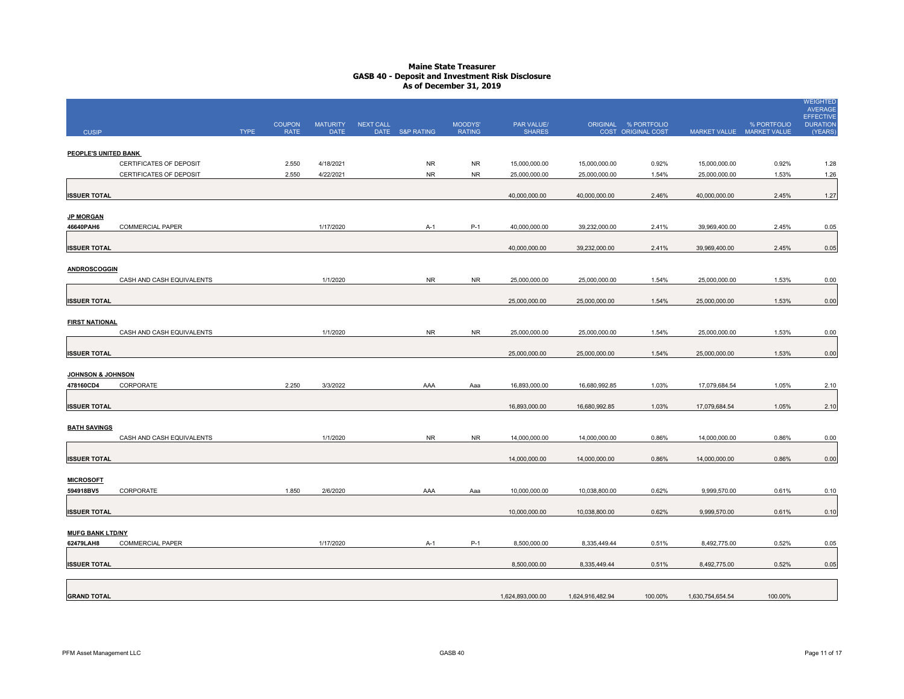# Maine State Treasurer
## GASB 40 - Deposit and Investment Risk Disclosure
### As of December 31, 2019

| CUSIP | TYPE | COUPON RATE | MATURITY DATE | NEXT CALL DATE | S&P RATING | MOODYS' RATING | PAR VALUE/ SHARES | ORIGINAL COST | % PORTFOLIO ORIGINAL COST | MARKET VALUE | % PORTFOLIO MARKET VALUE | WEIGHTED AVERAGE EFFECTIVE DURATION (YEARS) |
|---|---|---|---|---|---|---|---|---|---|---|---|---|
| **PEOPLE'S UNITED BANK** | | | | | | | | | | | | |
| | CERTIFICATES OF DEPOSIT | 2.550 | 4/18/2021 | | NR | NR | 15,000,000.00 | 15,000,000.00 | 0.92% | 15,000,000.00 | 0.92% | 1.28 |
| | CERTIFICATES OF DEPOSIT | 2.550 | 4/22/2021 | | NR | NR | 25,000,000.00 | 25,000,000.00 | 1.54% | 25,000,000.00 | 1.53% | 1.26 |
| **ISSUER TOTAL** | | | | | | | 40,000,000.00 | 40,000,000.00 | 2.46% | 40,000,000.00 | 2.45% | 1.27 |
| **JP MORGAN** | | | | | | | | | | | | |
| 46640PAH6 | COMMERCIAL PAPER | | 1/17/2020 | | A-1 | P-1 | 40,000,000.00 | 39,232,000.00 | 2.41% | 39,969,400.00 | 2.45% | 0.05 |
| **ISSUER TOTAL** | | | | | | | 40,000,000.00 | 39,232,000.00 | 2.41% | 39,969,400.00 | 2.45% | 0.05 |
| **ANDROSCOGGIN** | | | | | | | | | | | | |
| | CASH AND CASH EQUIVALENTS | | 1/1/2020 | | NR | NR | 25,000,000.00 | 25,000,000.00 | 1.54% | 25,000,000.00 | 1.53% | 0.00 |
| **ISSUER TOTAL** | | | | | | | 25,000,000.00 | 25,000,000.00 | 1.54% | 25,000,000.00 | 1.53% | 0.00 |
| **FIRST NATIONAL** | | | | | | | | | | | | |
| | CASH AND CASH EQUIVALENTS | | 1/1/2020 | | NR | NR | 25,000,000.00 | 25,000,000.00 | 1.54% | 25,000,000.00 | 1.53% | 0.00 |
| **ISSUER TOTAL** | | | | | | | 25,000,000.00 | 25,000,000.00 | 1.54% | 25,000,000.00 | 1.53% | 0.00 |
| **JOHNSON & JOHNSON** | | | | | | | | | | | | |
| 478160CD4 | CORPORATE | 2.250 | 3/3/2022 | | AAA | Aaa | 16,893,000.00 | 16,680,992.85 | 1.03% | 17,079,684.54 | 1.05% | 2.10 |
| **ISSUER TOTAL** | | | | | | | 16,893,000.00 | 16,680,992.85 | 1.03% | 17,079,684.54 | 1.05% | 2.10 |
| **BATH SAVINGS** | | | | | | | | | | | | |
| | CASH AND CASH EQUIVALENTS | | 1/1/2020 | | NR | NR | 14,000,000.00 | 14,000,000.00 | 0.86% | 14,000,000.00 | 0.86% | 0.00 |
| **ISSUER TOTAL** | | | | | | | 14,000,000.00 | 14,000,000.00 | 0.86% | 14,000,000.00 | 0.86% | 0.00 |
| **MICROSOFT** | | | | | | | | | | | | |
| 594918BV5 | CORPORATE | 1.850 | 2/6/2020 | | AAA | Aaa | 10,000,000.00 | 10,038,800.00 | 0.62% | 9,999,570.00 | 0.61% | 0.10 |
| **ISSUER TOTAL** | | | | | | | 10,000,000.00 | 10,038,800.00 | 0.62% | 9,999,570.00 | 0.61% | 0.10 |
| **MUFG BANK LTD/NY** | | | | | | | | | | | | |
| 62479LAH8 | COMMERCIAL PAPER | | 1/17/2020 | | A-1 | P-1 | 8,500,000.00 | 8,335,449.44 | 0.51% | 8,492,775.00 | 0.52% | 0.05 |
| **ISSUER TOTAL** | | | | | | | 8,500,000.00 | 8,335,449.44 | 0.51% | 8,492,775.00 | 0.52% | 0.05 |
| **GRAND TOTAL** | | | | | | | 1,624,893,000.00 | 1,624,916,482.94 | 100.00% | 1,630,754,654.54 | 100.00% | |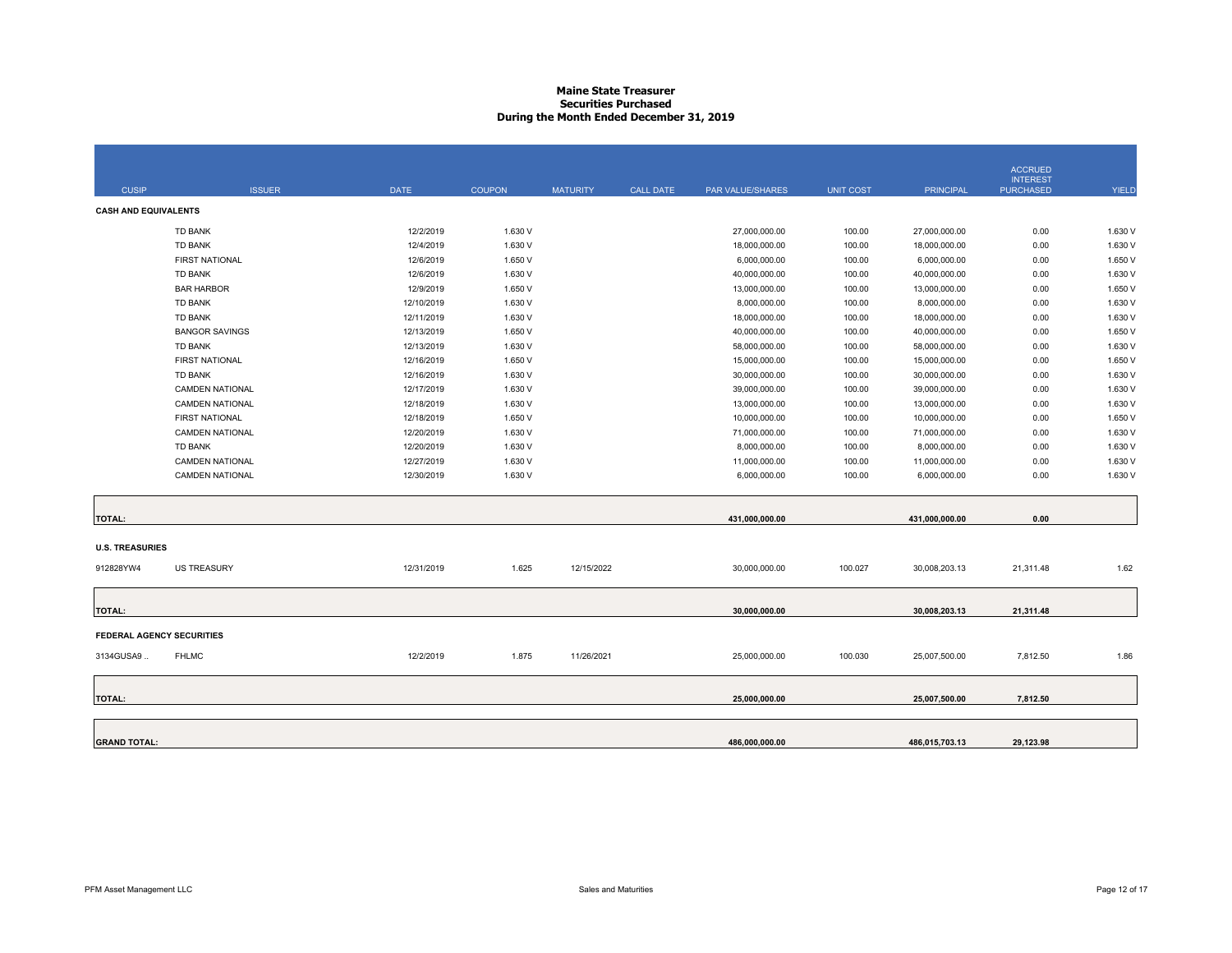# Maine State Treasurer
## Securities Purchased
## During the Month Ended December 31, 2019

| CUSIP | ISSUER | DATE | COUPON | MATURITY | CALL DATE | PAR VALUE/SHARES | UNIT COST | PRINCIPAL | ACCRUED INTEREST PURCHASED | YIELD |
|---|---|---|---|---|---|---|---|---|---|---|
| **CASH AND EQUIVALENTS** | | | | | | | | | | |
| | TD BANK | 12/2/2019 | 1.630 V | | | 27,000,000.00 | 100.00 | 27,000,000.00 | 0.00 | 1.630 V |
| | TD BANK | 12/4/2019 | 1.630 V | | | 18,000,000.00 | 100.00 | 18,000,000.00 | 0.00 | 1.630 V |
| | FIRST NATIONAL | 12/6/2019 | 1.650 V | | | 6,000,000.00 | 100.00 | 6,000,000.00 | 0.00 | 1.650 V |
| | TD BANK | 12/6/2019 | 1.630 V | | | 40,000,000.00 | 100.00 | 40,000,000.00 | 0.00 | 1.630 V |
| | BAR HARBOR | 12/9/2019 | 1.650 V | | | 13,000,000.00 | 100.00 | 13,000,000.00 | 0.00 | 1.650 V |
| | TD BANK | 12/10/2019 | 1.630 V | | | 8,000,000.00 | 100.00 | 8,000,000.00 | 0.00 | 1.630 V |
| | TD BANK | 12/11/2019 | 1.630 V | | | 18,000,000.00 | 100.00 | 18,000,000.00 | 0.00 | 1.630 V |
| | BANGOR SAVINGS | 12/13/2019 | 1.650 V | | | 40,000,000.00 | 100.00 | 40,000,000.00 | 0.00 | 1.650 V |
| | TD BANK | 12/13/2019 | 1.630 V | | | 58,000,000.00 | 100.00 | 58,000,000.00 | 0.00 | 1.630 V |
| | FIRST NATIONAL | 12/16/2019 | 1.650 V | | | 15,000,000.00 | 100.00 | 15,000,000.00 | 0.00 | 1.650 V |
| | TD BANK | 12/16/2019 | 1.630 V | | | 30,000,000.00 | 100.00 | 30,000,000.00 | 0.00 | 1.630 V |
| | CAMDEN NATIONAL | 12/17/2019 | 1.630 V | | | 39,000,000.00 | 100.00 | 39,000,000.00 | 0.00 | 1.630 V |
| | CAMDEN NATIONAL | 12/18/2019 | 1.630 V | | | 13,000,000.00 | 100.00 | 13,000,000.00 | 0.00 | 1.630 V |
| | FIRST NATIONAL | 12/18/2019 | 1.650 V | | | 10,000,000.00 | 100.00 | 10,000,000.00 | 0.00 | 1.650 V |
| | CAMDEN NATIONAL | 12/20/2019 | 1.630 V | | | 71,000,000.00 | 100.00 | 71,000,000.00 | 0.00 | 1.630 V |
| | TD BANK | 12/20/2019 | 1.630 V | | | 8,000,000.00 | 100.00 | 8,000,000.00 | 0.00 | 1.630 V |
| | CAMDEN NATIONAL | 12/27/2019 | 1.630 V | | | 11,000,000.00 | 100.00 | 11,000,000.00 | 0.00 | 1.630 V |
| | CAMDEN NATIONAL | 12/30/2019 | 1.630 V | | | 6,000,000.00 | 100.00 | 6,000,000.00 | 0.00 | 1.630 V |
| **TOTAL:** | | | | | | **431,000,000.00** | | **431,000,000.00** | **0.00** | |
| **U.S. TREASURIES** | | | | | | | | | | |
| 912828YW4 | US TREASURY | 12/31/2019 | 1.625 | 12/15/2022 | | 30,000,000.00 | 100.027 | 30,008,203.13 | 21,311.48 | 1.62 |
| **TOTAL:** | | | | | | **30,000,000.00** | | **30,008,203.13** | **21,311.48** | |
| **FEDERAL AGENCY SECURITIES** | | | | | | | | | | |
| 3134GUSA9 .. | FHLMC | 12/2/2019 | 1.875 | 11/26/2021 | | 25,000,000.00 | 100.030 | 25,007,500.00 | 7,812.50 | 1.86 |
| **TOTAL:** | | | | | | **25,000,000.00** | | **25,007,500.00** | **7,812.50** | |
| **GRAND TOTAL:** | | | | | | **486,000,000.00** | | **486,015,703.13** | **29,123.98** | |

PFM Asset Management LLC — Sales and Maturities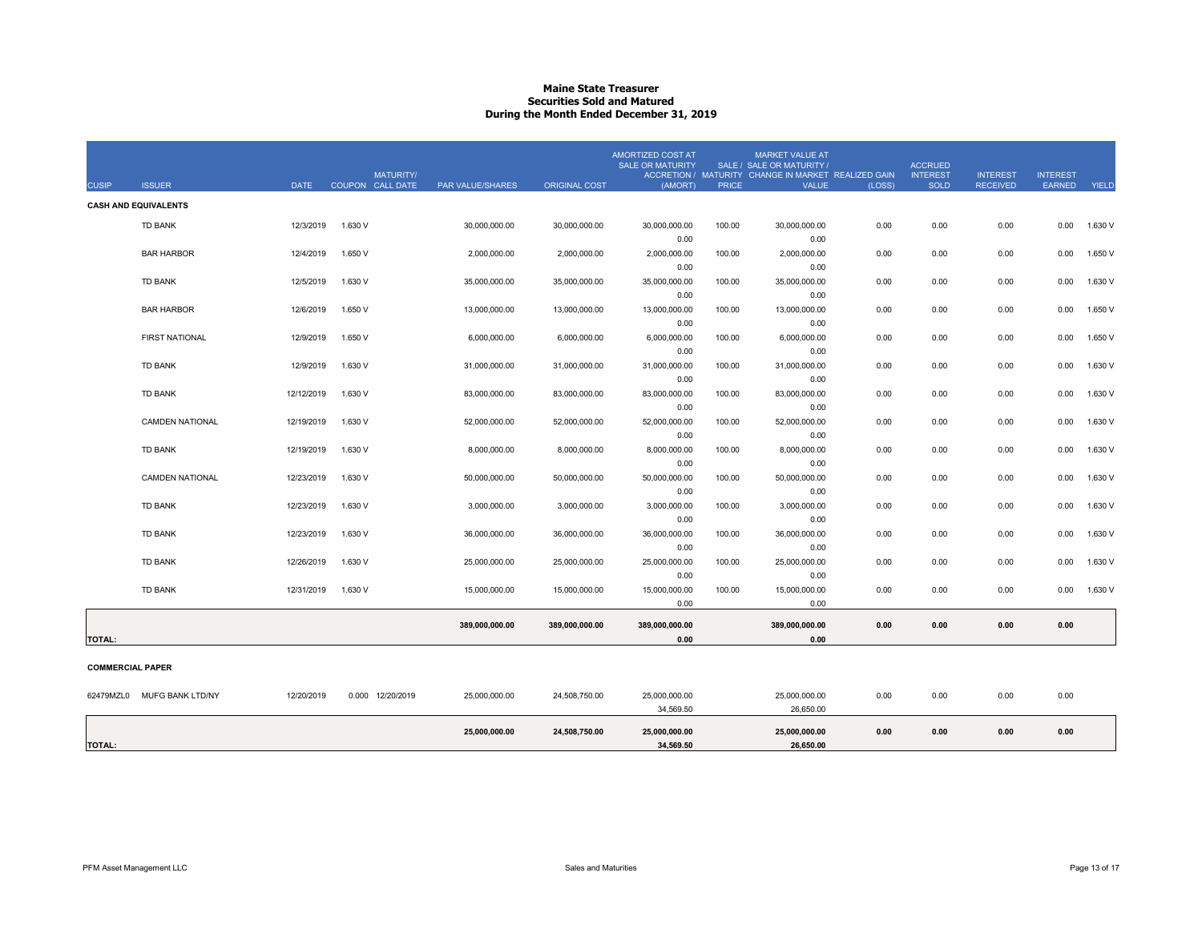# Maine State Treasurer
## Securities Sold and Matured
### During the Month Ended December 31, 2019

| CUSIP | ISSUER | DATE | COUPON | MATURITY/ CALL DATE | PAR VALUE/SHARES | ORIGINAL COST | AMORTIZED COST AT SALE OR MATURITY ACCRETION / (AMORT) | SALE / MATURITY PRICE | MARKET VALUE AT SALE OR MATURITY / CHANGE IN MARKET VALUE | REALIZED GAIN (LOSS) | ACCRUED INTEREST SOLD | INTEREST RECEIVED | INTEREST EARNED | YIELD |
|---|---|---|---|---|---|---|---|---|---|---|---|---|---|---|
| **CASH AND EQUIVALENTS** | | | | | | | | | | | | | | |
| | TD BANK | 12/3/2019 | 1.630 V | | 30,000,000.00 | 30,000,000.00 | 30,000,000.00<br>0.00 | 100.00 | 30,000,000.00<br>0.00 | 0.00 | 0.00 | 0.00 | 0.00 | 1.630 V |
| | BAR HARBOR | 12/4/2019 | 1.650 V | | 2,000,000.00 | 2,000,000.00 | 2,000,000.00<br>0.00 | 100.00 | 2,000,000.00<br>0.00 | 0.00 | 0.00 | 0.00 | 0.00 | 1.650 V |
| | TD BANK | 12/5/2019 | 1.630 V | | 35,000,000.00 | 35,000,000.00 | 35,000,000.00<br>0.00 | 100.00 | 35,000,000.00<br>0.00 | 0.00 | 0.00 | 0.00 | 0.00 | 1.630 V |
| | BAR HARBOR | 12/6/2019 | 1.650 V | | 13,000,000.00 | 13,000,000.00 | 13,000,000.00<br>0.00 | 100.00 | 13,000,000.00<br>0.00 | 0.00 | 0.00 | 0.00 | 0.00 | 1.650 V |
| | FIRST NATIONAL | 12/9/2019 | 1.650 V | | 6,000,000.00 | 6,000,000.00 | 6,000,000.00<br>0.00 | 100.00 | 6,000,000.00<br>0.00 | 0.00 | 0.00 | 0.00 | 0.00 | 1.650 V |
| | TD BANK | 12/9/2019 | 1.630 V | | 31,000,000.00 | 31,000,000.00 | 31,000,000.00<br>0.00 | 100.00 | 31,000,000.00<br>0.00 | 0.00 | 0.00 | 0.00 | 0.00 | 1.630 V |
| | TD BANK | 12/12/2019 | 1.630 V | | 83,000,000.00 | 83,000,000.00 | 83,000,000.00<br>0.00 | 100.00 | 83,000,000.00<br>0.00 | 0.00 | 0.00 | 0.00 | 0.00 | 1.630 V |
| | CAMDEN NATIONAL | 12/19/2019 | 1.630 V | | 52,000,000.00 | 52,000,000.00 | 52,000,000.00<br>0.00 | 100.00 | 52,000,000.00<br>0.00 | 0.00 | 0.00 | 0.00 | 0.00 | 1.630 V |
| | TD BANK | 12/19/2019 | 1.630 V | | 8,000,000.00 | 8,000,000.00 | 8,000,000.00<br>0.00 | 100.00 | 8,000,000.00<br>0.00 | 0.00 | 0.00 | 0.00 | 0.00 | 1.630 V |
| | CAMDEN NATIONAL | 12/23/2019 | 1.630 V | | 50,000,000.00 | 50,000,000.00 | 50,000,000.00<br>0.00 | 100.00 | 50,000,000.00<br>0.00 | 0.00 | 0.00 | 0.00 | 0.00 | 1.630 V |
| | TD BANK | 12/23/2019 | 1.630 V | | 3,000,000.00 | 3,000,000.00 | 3,000,000.00<br>0.00 | 100.00 | 3,000,000.00<br>0.00 | 0.00 | 0.00 | 0.00 | 0.00 | 1.630 V |
| | TD BANK | 12/23/2019 | 1.630 V | | 36,000,000.00 | 36,000,000.00 | 36,000,000.00<br>0.00 | 100.00 | 36,000,000.00<br>0.00 | 0.00 | 0.00 | 0.00 | 0.00 | 1.630 V |
| | TD BANK | 12/26/2019 | 1.630 V | | 25,000,000.00 | 25,000,000.00 | 25,000,000.00<br>0.00 | 100.00 | 25,000,000.00<br>0.00 | 0.00 | 0.00 | 0.00 | 0.00 | 1.630 V |
| | TD BANK | 12/31/2019 | 1.630 V | | 15,000,000.00 | 15,000,000.00 | 15,000,000.00<br>0.00 | 100.00 | 15,000,000.00<br>0.00 | 0.00 | 0.00 | 0.00 | 0.00 | 1.630 V |
| **TOTAL:** | | | | | **389,000,000.00** | **389,000,000.00** | **389,000,000.00**<br>**0.00** | | **389,000,000.00**<br>**0.00** | **0.00** | **0.00** | **0.00** | **0.00** | |
| **COMMERCIAL PAPER** | | | | | | | | | | | | | | |
| 62479MZL0 | MUFG BANK LTD/NY | 12/20/2019 | 0.000 | 12/20/2019 | 25,000,000.00 | 24,508,750.00 | 25,000,000.00<br>34,569.50 | | 25,000,000.00<br>26,650.00 | 0.00 | 0.00 | 0.00 | 0.00 | |
| **TOTAL:** | | | | | **25,000,000.00** | **24,508,750.00** | **25,000,000.00**<br>**34,569.50** | | **25,000,000.00**<br>**26,650.00** | **0.00** | **0.00** | **0.00** | **0.00** | |

PFM Asset Management LLC — Sales and Maturities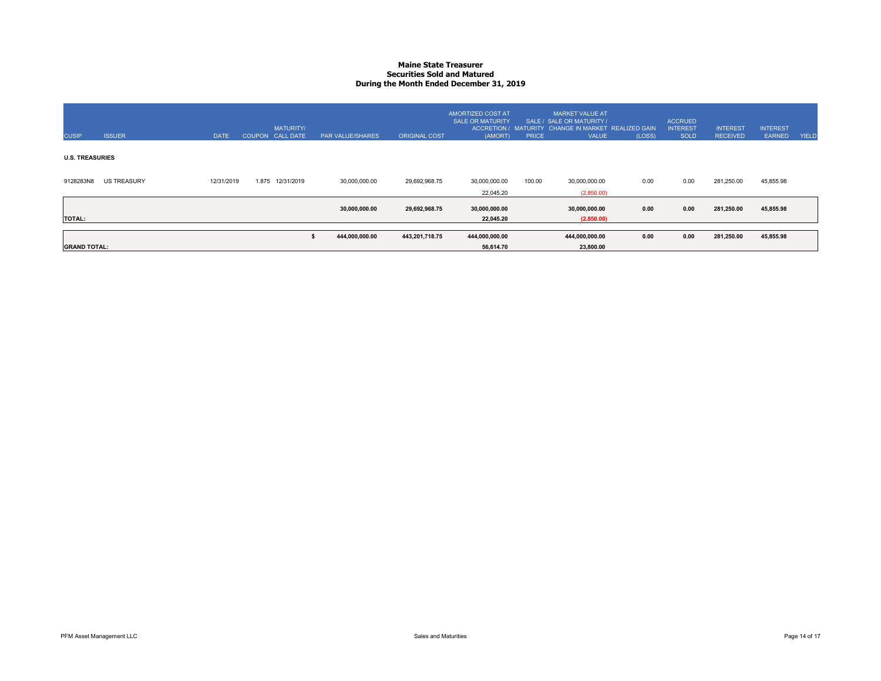# Maine State Treasurer
## Securities Sold and Matured
## During the Month Ended December 31, 2019

| CUSIP | ISSUER | DATE | COUPON | MATURITY/ CALL DATE | PAR VALUE/SHARES | ORIGINAL COST | AMORTIZED COST AT SALE OR MATURITY ACCRETION / (AMORT) | SALE / MATURITY PRICE | MARKET VALUE AT SALE OR MATURITY / CHANGE IN MARKET VALUE | REALIZED GAIN (LOSS) | ACCRUED INTEREST SOLD | INTEREST RECEIVED | INTEREST EARNED | YIELD |
|---|---|---|---|---|---|---|---|---|---|---|---|---|---|---|
| **U.S. TREASURIES** | | | | | | | | | | | | | | |
| 9128283N8 | US TREASURY | 12/31/2019 | 1.875 | 12/31/2019 | 30,000,000.00 | 29,692,968.75 | 30,000,000.00 | 100.00 | 30,000,000.00 | 0.00 | 0.00 | 281,250.00 | 45,855.98 | |
| | | | | | | | 22,045.20 | | (2,850.00) | | | | | |
| **TOTAL:** | | | | | **30,000,000.00** | **29,692,968.75** | **30,000,000.00** | | **30,000,000.00** | **0.00** | **0.00** | **281,250.00** | **45,855.98** | |
| | | | | | | | **22,045.20** | | **(2,850.00)** | | | | | |
| **GRAND TOTAL:** | | | | | **$ 444,000,000.00** | **443,201,718.75** | **444,000,000.00** | | **444,000,000.00** | **0.00** | **0.00** | **281,250.00** | **45,855.98** | |
| | | | | | | | **56,614.70** | | **23,800.00** | | | | | |

PFM Asset Management LLC

Sales and Maturities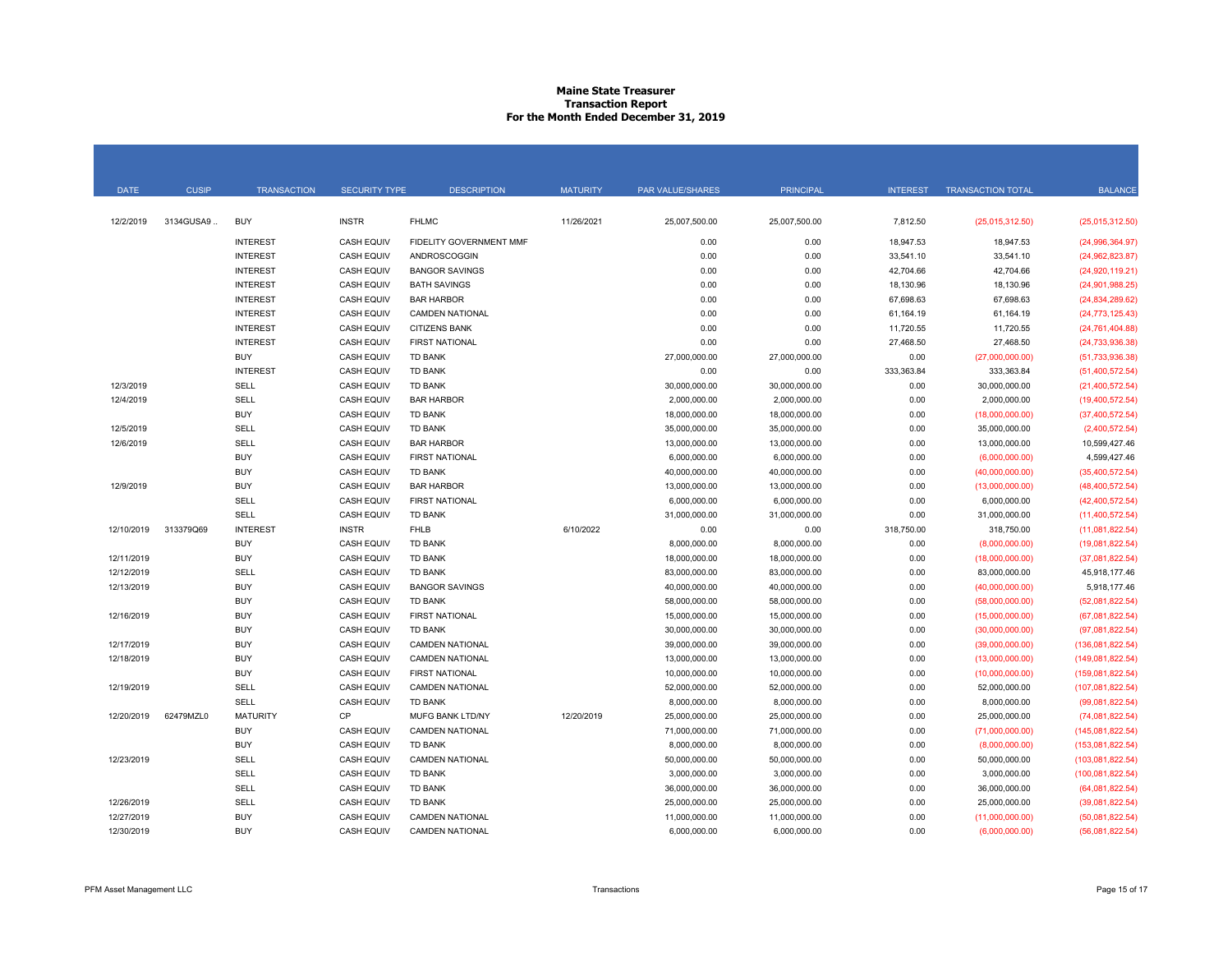# Maine State Treasurer
## Transaction Report
## For the Month Ended December 31, 2019

| DATE | CUSIP | TRANSACTION | SECURITY TYPE | DESCRIPTION | MATURITY | PAR VALUE/SHARES | PRINCIPAL | INTEREST | TRANSACTION TOTAL | BALANCE |
|---|---|---|---|---|---|---|---|---|---|---|
| 12/2/2019 | 3134GUSA9 .. | BUY | INSTR | FHLMC | 11/26/2021 | 25,007,500.00 | 25,007,500.00 | 7,812.50 | (25,015,312.50) | (25,015,312.50) |
| | | INTEREST | CASH EQUIV | FIDELITY GOVERNMENT MMF | | 0.00 | 0.00 | 18,947.53 | 18,947.53 | (24,996,364.97) |
| | | INTEREST | CASH EQUIV | ANDROSCOGGIN | | 0.00 | 0.00 | 33,541.10 | 33,541.10 | (24,962,823.87) |
| | | INTEREST | CASH EQUIV | BANGOR SAVINGS | | 0.00 | 0.00 | 42,704.66 | 42,704.66 | (24,920,119.21) |
| | | INTEREST | CASH EQUIV | BATH SAVINGS | | 0.00 | 0.00 | 18,130.96 | 18,130.96 | (24,901,988.25) |
| | | INTEREST | CASH EQUIV | BAR HARBOR | | 0.00 | 0.00 | 67,698.63 | 67,698.63 | (24,834,289.62) |
| | | INTEREST | CASH EQUIV | CAMDEN NATIONAL | | 0.00 | 0.00 | 61,164.19 | 61,164.19 | (24,773,125.43) |
| | | INTEREST | CASH EQUIV | CITIZENS BANK | | 0.00 | 0.00 | 11,720.55 | 11,720.55 | (24,761,404.88) |
| | | INTEREST | CASH EQUIV | FIRST NATIONAL | | 0.00 | 0.00 | 27,468.50 | 27,468.50 | (24,733,936.38) |
| | | BUY | CASH EQUIV | TD BANK | | 27,000,000.00 | 27,000,000.00 | 0.00 | (27,000,000.00) | (51,733,936.38) |
| | | INTEREST | CASH EQUIV | TD BANK | | 0.00 | 0.00 | 333,363.84 | 333,363.84 | (51,400,572.54) |
| 12/3/2019 | | SELL | CASH EQUIV | TD BANK | | 30,000,000.00 | 30,000,000.00 | 0.00 | 30,000,000.00 | (21,400,572.54) |
| 12/4/2019 | | SELL | CASH EQUIV | BAR HARBOR | | 2,000,000.00 | 2,000,000.00 | 0.00 | 2,000,000.00 | (19,400,572.54) |
| | | BUY | CASH EQUIV | TD BANK | | 18,000,000.00 | 18,000,000.00 | 0.00 | (18,000,000.00) | (37,400,572.54) |
| 12/5/2019 | | SELL | CASH EQUIV | TD BANK | | 35,000,000.00 | 35,000,000.00 | 0.00 | 35,000,000.00 | (2,400,572.54) |
| 12/6/2019 | | SELL | CASH EQUIV | BAR HARBOR | | 13,000,000.00 | 13,000,000.00 | 0.00 | 13,000,000.00 | 10,599,427.46 |
| | | BUY | CASH EQUIV | FIRST NATIONAL | | 6,000,000.00 | 6,000,000.00 | 0.00 | (6,000,000.00) | 4,599,427.46 |
| | | BUY | CASH EQUIV | TD BANK | | 40,000,000.00 | 40,000,000.00 | 0.00 | (40,000,000.00) | (35,400,572.54) |
| 12/9/2019 | | BUY | CASH EQUIV | BAR HARBOR | | 13,000,000.00 | 13,000,000.00 | 0.00 | (13,000,000.00) | (48,400,572.54) |
| | | SELL | CASH EQUIV | FIRST NATIONAL | | 6,000,000.00 | 6,000,000.00 | 0.00 | 6,000,000.00 | (42,400,572.54) |
| | | SELL | CASH EQUIV | TD BANK | | 31,000,000.00 | 31,000,000.00 | 0.00 | 31,000,000.00 | (11,400,572.54) |
| 12/10/2019 | 313379Q69 | INTEREST | INSTR | FHLB | 6/10/2022 | 0.00 | 0.00 | 318,750.00 | 318,750.00 | (11,081,822.54) |
| | | BUY | CASH EQUIV | TD BANK | | 8,000,000.00 | 8,000,000.00 | 0.00 | (8,000,000.00) | (19,081,822.54) |
| 12/11/2019 | | BUY | CASH EQUIV | TD BANK | | 18,000,000.00 | 18,000,000.00 | 0.00 | (18,000,000.00) | (37,081,822.54) |
| 12/12/2019 | | SELL | CASH EQUIV | TD BANK | | 83,000,000.00 | 83,000,000.00 | 0.00 | 83,000,000.00 | 45,918,177.46 |
| 12/13/2019 | | BUY | CASH EQUIV | BANGOR SAVINGS | | 40,000,000.00 | 40,000,000.00 | 0.00 | (40,000,000.00) | 5,918,177.46 |
| | | BUY | CASH EQUIV | TD BANK | | 58,000,000.00 | 58,000,000.00 | 0.00 | (58,000,000.00) | (52,081,822.54) |
| 12/16/2019 | | BUY | CASH EQUIV | FIRST NATIONAL | | 15,000,000.00 | 15,000,000.00 | 0.00 | (15,000,000.00) | (67,081,822.54) |
| | | BUY | CASH EQUIV | TD BANK | | 30,000,000.00 | 30,000,000.00 | 0.00 | (30,000,000.00) | (97,081,822.54) |
| 12/17/2019 | | BUY | CASH EQUIV | CAMDEN NATIONAL | | 39,000,000.00 | 39,000,000.00 | 0.00 | (39,000,000.00) | (136,081,822.54) |
| 12/18/2019 | | BUY | CASH EQUIV | CAMDEN NATIONAL | | 13,000,000.00 | 13,000,000.00 | 0.00 | (13,000,000.00) | (149,081,822.54) |
| | | BUY | CASH EQUIV | FIRST NATIONAL | | 10,000,000.00 | 10,000,000.00 | 0.00 | (10,000,000.00) | (159,081,822.54) |
| 12/19/2019 | | SELL | CASH EQUIV | CAMDEN NATIONAL | | 52,000,000.00 | 52,000,000.00 | 0.00 | 52,000,000.00 | (107,081,822.54) |
| | | SELL | CASH EQUIV | TD BANK | | 8,000,000.00 | 8,000,000.00 | 0.00 | 8,000,000.00 | (99,081,822.54) |
| 12/20/2019 | 62479MZL0 | MATURITY | CP | MUFG BANK LTD/NY | 12/20/2019 | 25,000,000.00 | 25,000,000.00 | 0.00 | 25,000,000.00 | (74,081,822.54) |
| | | BUY | CASH EQUIV | CAMDEN NATIONAL | | 71,000,000.00 | 71,000,000.00 | 0.00 | (71,000,000.00) | (145,081,822.54) |
| | | BUY | CASH EQUIV | TD BANK | | 8,000,000.00 | 8,000,000.00 | 0.00 | (8,000,000.00) | (153,081,822.54) |
| 12/23/2019 | | SELL | CASH EQUIV | CAMDEN NATIONAL | | 50,000,000.00 | 50,000,000.00 | 0.00 | 50,000,000.00 | (103,081,822.54) |
| | | SELL | CASH EQUIV | TD BANK | | 3,000,000.00 | 3,000,000.00 | 0.00 | 3,000,000.00 | (100,081,822.54) |
| | | SELL | CASH EQUIV | TD BANK | | 36,000,000.00 | 36,000,000.00 | 0.00 | 36,000,000.00 | (64,081,822.54) |
| 12/26/2019 | | SELL | CASH EQUIV | TD BANK | | 25,000,000.00 | 25,000,000.00 | 0.00 | 25,000,000.00 | (39,081,822.54) |
| 12/27/2019 | | BUY | CASH EQUIV | CAMDEN NATIONAL | | 11,000,000.00 | 11,000,000.00 | 0.00 | (11,000,000.00) | (50,081,822.54) |
| 12/30/2019 | | BUY | CASH EQUIV | CAMDEN NATIONAL | | 6,000,000.00 | 6,000,000.00 | 0.00 | (6,000,000.00) | (56,081,822.54) |

PFM Asset Management LLC — Transactions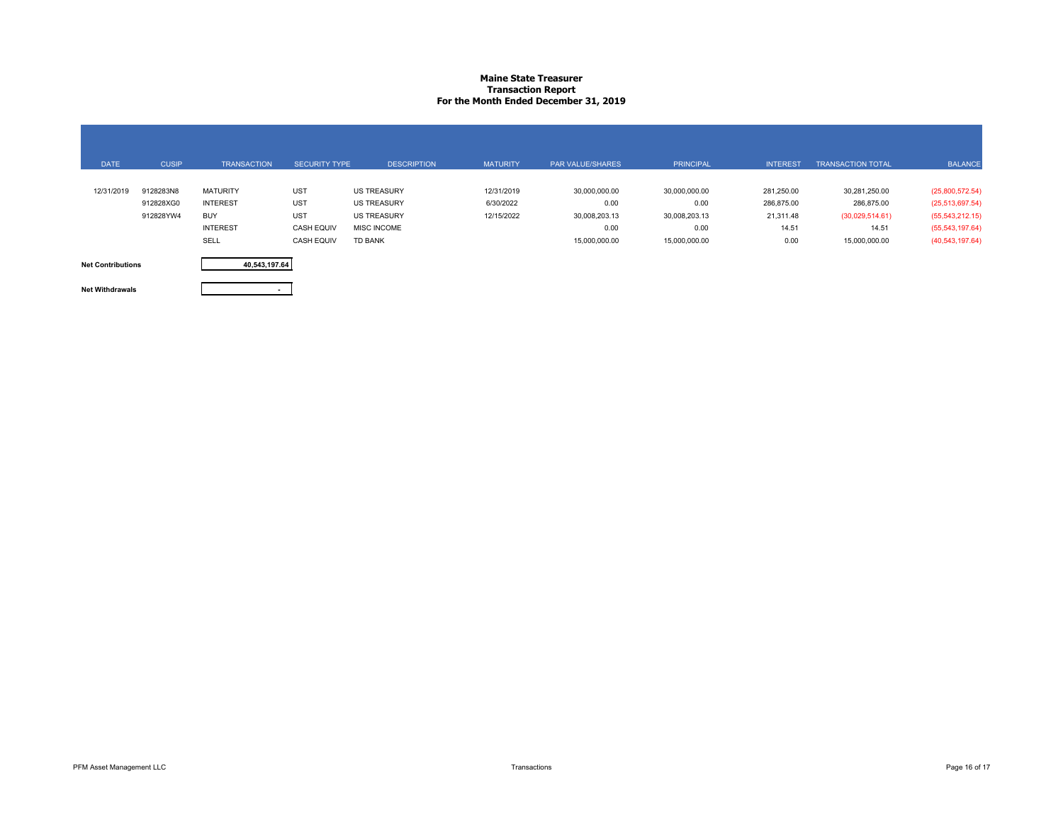# Maine State Treasurer
## Transaction Report
### For the Month Ended December 31, 2019

| DATE | CUSIP | TRANSACTION | SECURITY TYPE | DESCRIPTION | MATURITY | PAR VALUE/SHARES | PRINCIPAL | INTEREST | TRANSACTION TOTAL | BALANCE |
|---|---|---|---|---|---|---|---|---|---|---|
| 12/31/2019 | 9128283N8 | MATURITY | UST | US TREASURY | 12/31/2019 | 30,000,000.00 | 30,000,000.00 | 281,250.00 | 30,281,250.00 | (25,800,572.54) |
| | 912828XG0 | INTEREST | UST | US TREASURY | 6/30/2022 | 0.00 | 0.00 | 286,875.00 | 286,875.00 | (25,513,697.54) |
| | 912828YW4 | BUY | UST | US TREASURY | 12/15/2022 | 30,008,203.13 | 30,008,203.13 | 21,311.48 | (30,029,514.61) | (55,543,212.15) |
| | | INTEREST | CASH EQUIV | MISC INCOME | | 0.00 | 0.00 | 14.51 | 14.51 | (55,543,197.64) |
| | | SELL | CASH EQUIV | TD BANK | | 15,000,000.00 | 15,000,000.00 | 0.00 | 15,000,000.00 | (40,543,197.64) |

| | |
|---|---|
| **Net Contributions** | 40,543,197.64 |
| **Net Withdrawals** | - |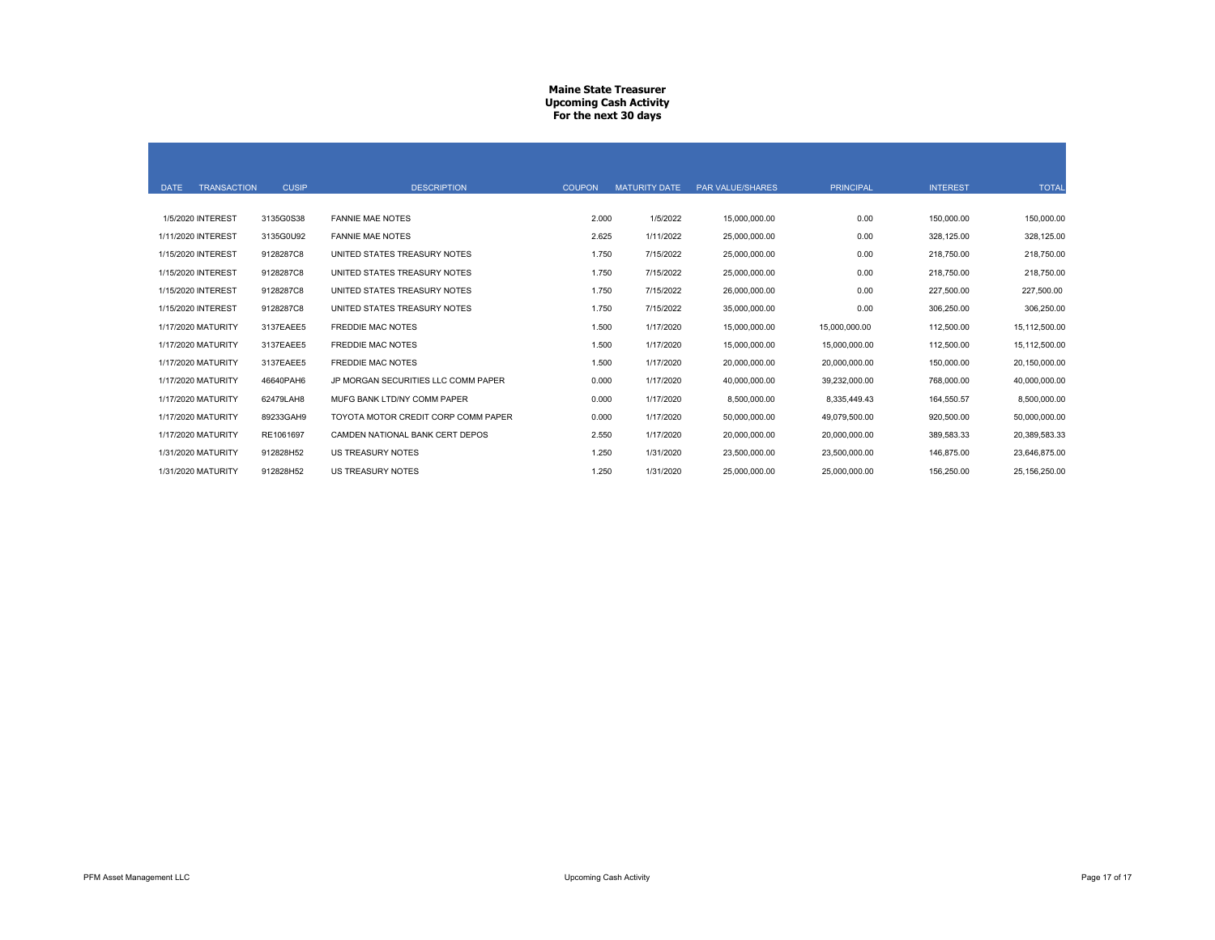# Maine State Treasurer
## Upcoming Cash Activity
### For the next 30 days

| DATE | TRANSACTION | CUSIP | DESCRIPTION | COUPON | MATURITY DATE | PAR VALUE/SHARES | PRINCIPAL | INTEREST | TOTAL |
|---|---|---|---|---|---|---|---|---|---|
| 1/5/2020 | INTEREST | 3135G0S38 | FANNIE MAE NOTES | 2.000 | 1/5/2022 | 15,000,000.00 | 0.00 | 150,000.00 | 150,000.00 |
| 1/11/2020 | INTEREST | 3135G0U92 | FANNIE MAE NOTES | 2.625 | 1/11/2022 | 25,000,000.00 | 0.00 | 328,125.00 | 328,125.00 |
| 1/15/2020 | INTEREST | 9128287C8 | UNITED STATES TREASURY NOTES | 1.750 | 7/15/2022 | 25,000,000.00 | 0.00 | 218,750.00 | 218,750.00 |
| 1/15/2020 | INTEREST | 9128287C8 | UNITED STATES TREASURY NOTES | 1.750 | 7/15/2022 | 25,000,000.00 | 0.00 | 218,750.00 | 218,750.00 |
| 1/15/2020 | INTEREST | 9128287C8 | UNITED STATES TREASURY NOTES | 1.750 | 7/15/2022 | 26,000,000.00 | 0.00 | 227,500.00 | 227,500.00 |
| 1/15/2020 | INTEREST | 9128287C8 | UNITED STATES TREASURY NOTES | 1.750 | 7/15/2022 | 35,000,000.00 | 0.00 | 306,250.00 | 306,250.00 |
| 1/17/2020 | MATURITY | 3137EAEE5 | FREDDIE MAC NOTES | 1.500 | 1/17/2020 | 15,000,000.00 | 15,000,000.00 | 112,500.00 | 15,112,500.00 |
| 1/17/2020 | MATURITY | 3137EAEE5 | FREDDIE MAC NOTES | 1.500 | 1/17/2020 | 15,000,000.00 | 15,000,000.00 | 112,500.00 | 15,112,500.00 |
| 1/17/2020 | MATURITY | 3137EAEE5 | FREDDIE MAC NOTES | 1.500 | 1/17/2020 | 20,000,000.00 | 20,000,000.00 | 150,000.00 | 20,150,000.00 |
| 1/17/2020 | MATURITY | 46640PAH6 | JP MORGAN SECURITIES LLC COMM PAPER | 0.000 | 1/17/2020 | 40,000,000.00 | 39,232,000.00 | 768,000.00 | 40,000,000.00 |
| 1/17/2020 | MATURITY | 62479LAH8 | MUFG BANK LTD/NY COMM PAPER | 0.000 | 1/17/2020 | 8,500,000.00 | 8,335,449.43 | 164,550.57 | 8,500,000.00 |
| 1/17/2020 | MATURITY | 89233GAH9 | TOYOTA MOTOR CREDIT CORP COMM PAPER | 0.000 | 1/17/2020 | 50,000,000.00 | 49,079,500.00 | 920,500.00 | 50,000,000.00 |
| 1/17/2020 | MATURITY | RE1061697 | CAMDEN NATIONAL BANK CERT DEPOS | 2.550 | 1/17/2020 | 20,000,000.00 | 20,000,000.00 | 389,583.33 | 20,389,583.33 |
| 1/31/2020 | MATURITY | 912828H52 | US TREASURY NOTES | 1.250 | 1/31/2020 | 23,500,000.00 | 23,500,000.00 | 146,875.00 | 23,646,875.00 |
| 1/31/2020 | MATURITY | 912828H52 | US TREASURY NOTES | 1.250 | 1/31/2020 | 25,000,000.00 | 25,000,000.00 | 156,250.00 | 25,156,250.00 |